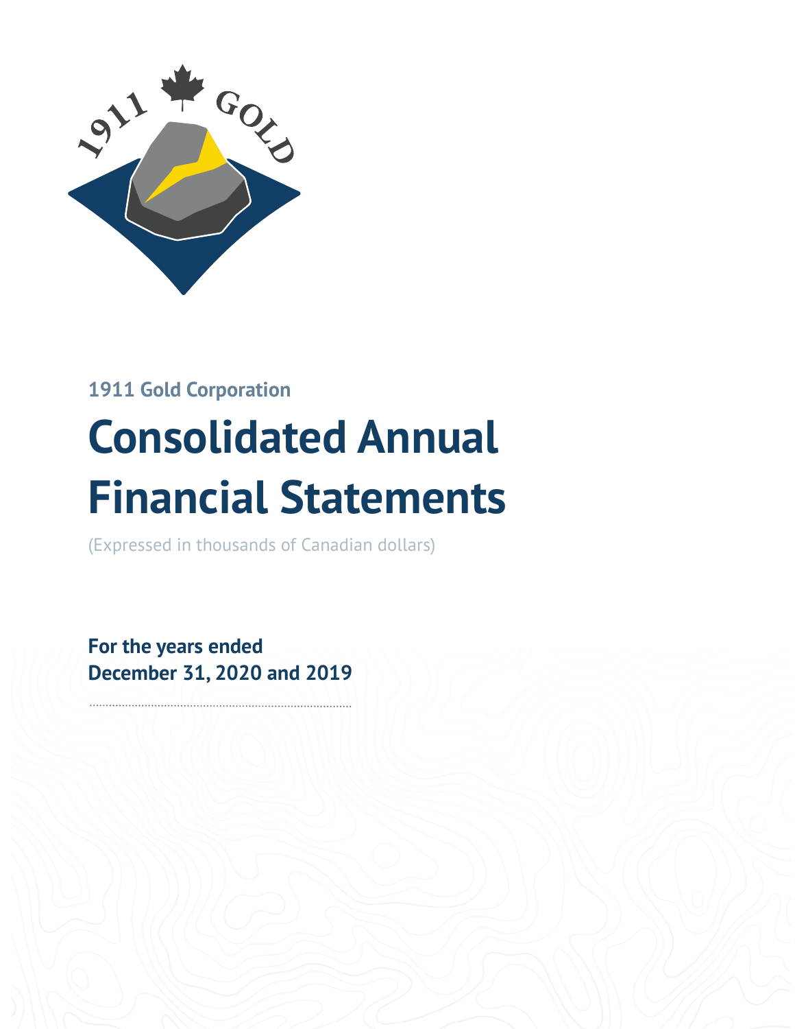1911 Gold Corporation

# Consolidated Annual Financial Statements

(Expressed in thousands of Canadian dollars)

**For the years ended December 31, 2020 and 2019**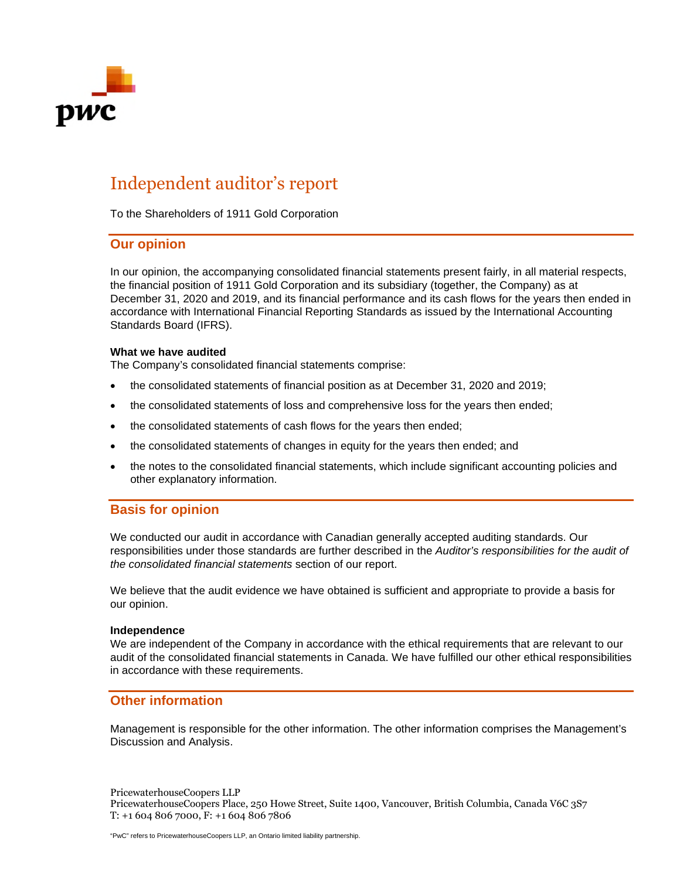# Independent auditor's report

To the Shareholders of 1911 Gold Corporation

## Our opinion

In our opinion, the accompanying consolidated financial statements present fairly, in all material respects, the financial position of 1911 Gold Corporation and its subsidiary (together, the Company) as at December 31, 2020 and 2019, and its financial performance and its cash flows for the years then ended in accordance with International Financial Reporting Standards as issued by the International Accounting Standards Board (IFRS).

**What we have audited**

The Company's consolidated financial statements comprise:

- the consolidated statements of financial position as at December 31, 2020 and 2019;
- the consolidated statements of loss and comprehensive loss for the years then ended;
- the consolidated statements of cash flows for the years then ended;
- the consolidated statements of changes in equity for the years then ended; and
- the notes to the consolidated financial statements, which include significant accounting policies and other explanatory information.

## Basis for opinion

We conducted our audit in accordance with Canadian generally accepted auditing standards. Our responsibilities under those standards are further described in the *Auditor's responsibilities for the audit of the consolidated financial statements* section of our report.

We believe that the audit evidence we have obtained is sufficient and appropriate to provide a basis for our opinion.

**Independence**

We are independent of the Company in accordance with the ethical requirements that are relevant to our audit of the consolidated financial statements in Canada. We have fulfilled our other ethical responsibilities in accordance with these requirements.

## Other information

Management is responsible for the other information. The other information comprises the Management's Discussion and Analysis.

PricewaterhouseCoopers LLP
PricewaterhouseCoopers Place, 250 Howe Street, Suite 1400, Vancouver, British Columbia, Canada V6C 3S7
T: +1 604 806 7000, F: +1 604 806 7806

"PwC" refers to PricewaterhouseCoopers LLP, an Ontario limited liability partnership.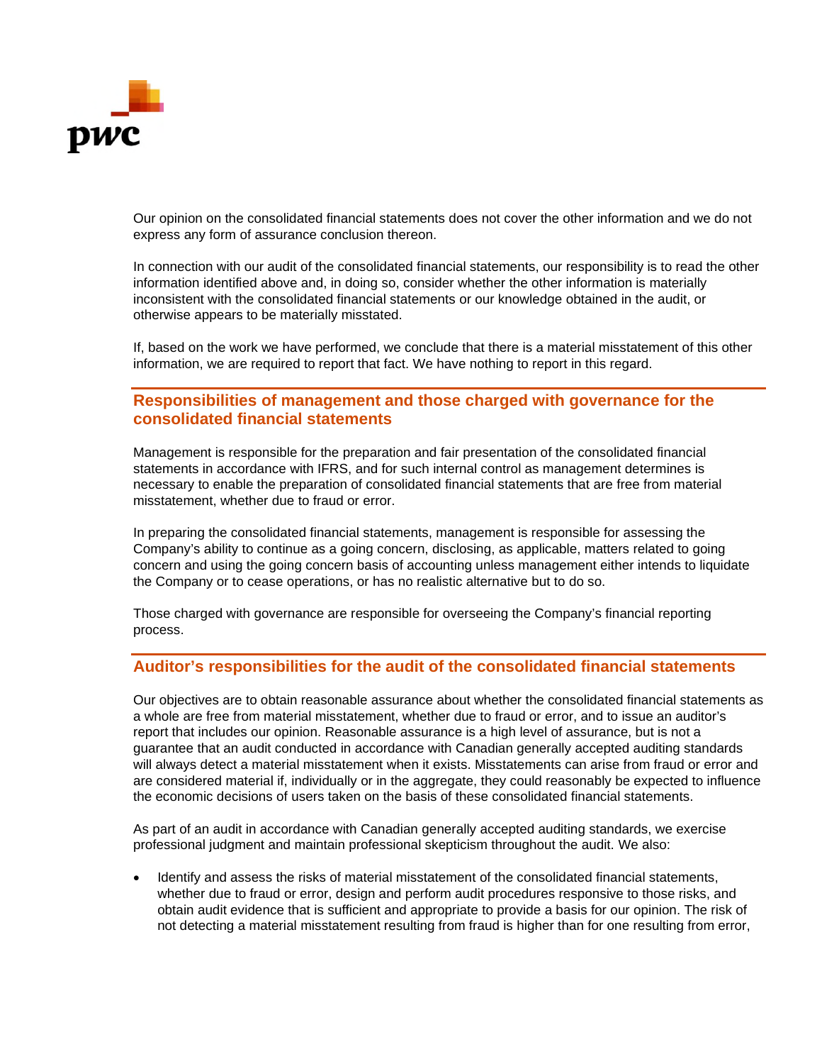Our opinion on the consolidated financial statements does not cover the other information and we do not express any form of assurance conclusion thereon.

In connection with our audit of the consolidated financial statements, our responsibility is to read the other information identified above and, in doing so, consider whether the other information is materially inconsistent with the consolidated financial statements or our knowledge obtained in the audit, or otherwise appears to be materially misstated.

If, based on the work we have performed, we conclude that there is a material misstatement of this other information, we are required to report that fact. We have nothing to report in this regard.

## Responsibilities of management and those charged with governance for the consolidated financial statements

Management is responsible for the preparation and fair presentation of the consolidated financial statements in accordance with IFRS, and for such internal control as management determines is necessary to enable the preparation of consolidated financial statements that are free from material misstatement, whether due to fraud or error.

In preparing the consolidated financial statements, management is responsible for assessing the Company's ability to continue as a going concern, disclosing, as applicable, matters related to going concern and using the going concern basis of accounting unless management either intends to liquidate the Company or to cease operations, or has no realistic alternative but to do so.

Those charged with governance are responsible for overseeing the Company's financial reporting process.

## Auditor's responsibilities for the audit of the consolidated financial statements

Our objectives are to obtain reasonable assurance about whether the consolidated financial statements as a whole are free from material misstatement, whether due to fraud or error, and to issue an auditor's report that includes our opinion. Reasonable assurance is a high level of assurance, but is not a guarantee that an audit conducted in accordance with Canadian generally accepted auditing standards will always detect a material misstatement when it exists. Misstatements can arise from fraud or error and are considered material if, individually or in the aggregate, they could reasonably be expected to influence the economic decisions of users taken on the basis of these consolidated financial statements.

As part of an audit in accordance with Canadian generally accepted auditing standards, we exercise professional judgment and maintain professional skepticism throughout the audit. We also:

- Identify and assess the risks of material misstatement of the consolidated financial statements, whether due to fraud or error, design and perform audit procedures responsive to those risks, and obtain audit evidence that is sufficient and appropriate to provide a basis for our opinion. The risk of not detecting a material misstatement resulting from fraud is higher than for one resulting from error,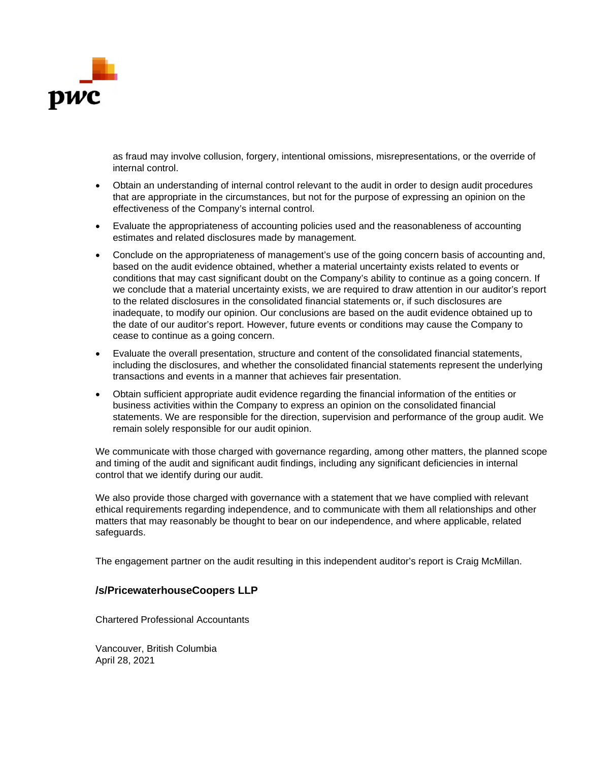as fraud may involve collusion, forgery, intentional omissions, misrepresentations, or the override of internal control.

- Obtain an understanding of internal control relevant to the audit in order to design audit procedures that are appropriate in the circumstances, but not for the purpose of expressing an opinion on the effectiveness of the Company's internal control.
- Evaluate the appropriateness of accounting policies used and the reasonableness of accounting estimates and related disclosures made by management.
- Conclude on the appropriateness of management's use of the going concern basis of accounting and, based on the audit evidence obtained, whether a material uncertainty exists related to events or conditions that may cast significant doubt on the Company's ability to continue as a going concern. If we conclude that a material uncertainty exists, we are required to draw attention in our auditor's report to the related disclosures in the consolidated financial statements or, if such disclosures are inadequate, to modify our opinion. Our conclusions are based on the audit evidence obtained up to the date of our auditor's report. However, future events or conditions may cause the Company to cease to continue as a going concern.
- Evaluate the overall presentation, structure and content of the consolidated financial statements, including the disclosures, and whether the consolidated financial statements represent the underlying transactions and events in a manner that achieves fair presentation.
- Obtain sufficient appropriate audit evidence regarding the financial information of the entities or business activities within the Company to express an opinion on the consolidated financial statements. We are responsible for the direction, supervision and performance of the group audit. We remain solely responsible for our audit opinion.

We communicate with those charged with governance regarding, among other matters, the planned scope and timing of the audit and significant audit findings, including any significant deficiencies in internal control that we identify during our audit.

We also provide those charged with governance with a statement that we have complied with relevant ethical requirements regarding independence, and to communicate with them all relationships and other matters that may reasonably be thought to bear on our independence, and where applicable, related safeguards.

The engagement partner on the audit resulting in this independent auditor's report is Craig McMillan.

**/s/PricewaterhouseCoopers LLP**

Chartered Professional Accountants

Vancouver, British Columbia
April 28, 2021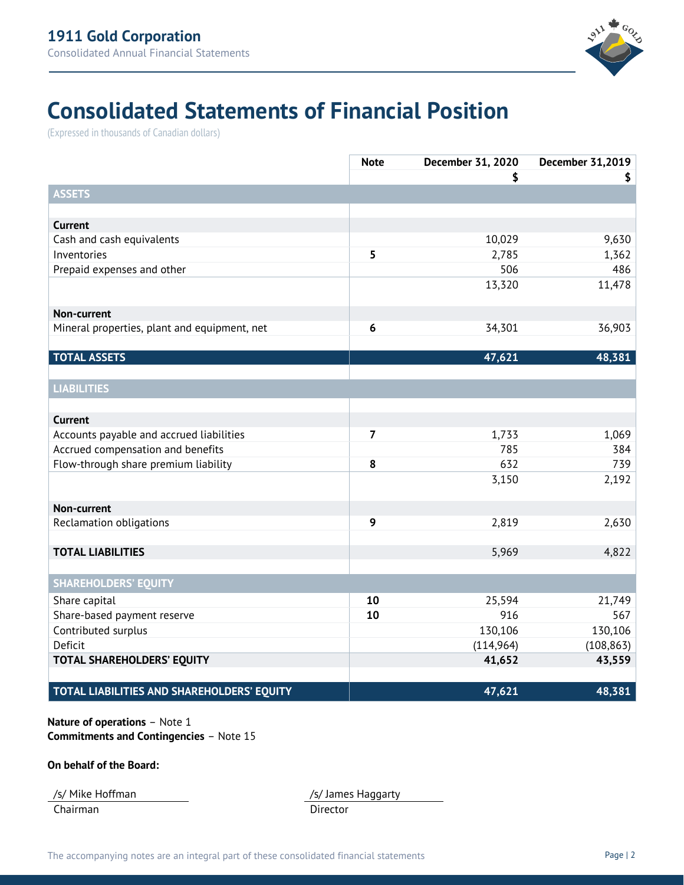# Consolidated Statements of Financial Position

(Expressed in thousands of Canadian dollars)

| | Note | December 31, 2020 | December 31,2019 |
|---|---|---|---|
| | | $ | $ |
| **ASSETS** | | | |
| **Current** | | | |
| Cash and cash equivalents | | 10,029 | 9,630 |
| Inventories | **5** | 2,785 | 1,362 |
| Prepaid expenses and other | | 506 | 486 |
| | | 13,320 | 11,478 |
| **Non-current** | | | |
| Mineral properties, plant and equipment, net | **6** | 34,301 | 36,903 |
| **TOTAL ASSETS** | | **47,621** | **48,381** |
| **LIABILITIES** | | | |
| **Current** | | | |
| Accounts payable and accrued liabilities | **7** | 1,733 | 1,069 |
| Accrued compensation and benefits | | 785 | 384 |
| Flow-through share premium liability | **8** | 632 | 739 |
| | | 3,150 | 2,192 |
| **Non-current** | | | |
| Reclamation obligations | **9** | 2,819 | 2,630 |
| **TOTAL LIABILITIES** | | 5,969 | 4,822 |
| **SHAREHOLDERS' EQUITY** | | | |
| Share capital | **10** | 25,594 | 21,749 |
| Share-based payment reserve | **10** | 916 | 567 |
| Contributed surplus | | 130,106 | 130,106 |
| Deficit | | (114,964) | (108,863) |
| **TOTAL SHAREHOLDERS' EQUITY** | | **41,652** | **43,559** |
| **TOTAL LIABILITIES AND SHAREHOLDERS' EQUITY** | | **47,621** | **48,381** |

**Nature of operations** – Note 1
**Commitments and Contingencies** – Note 15

**On behalf of the Board:**

/s/ Mike Hoffman
Chairman

/s/ James Haggarty
Director

The accompanying notes are an integral part of these consolidated financial statements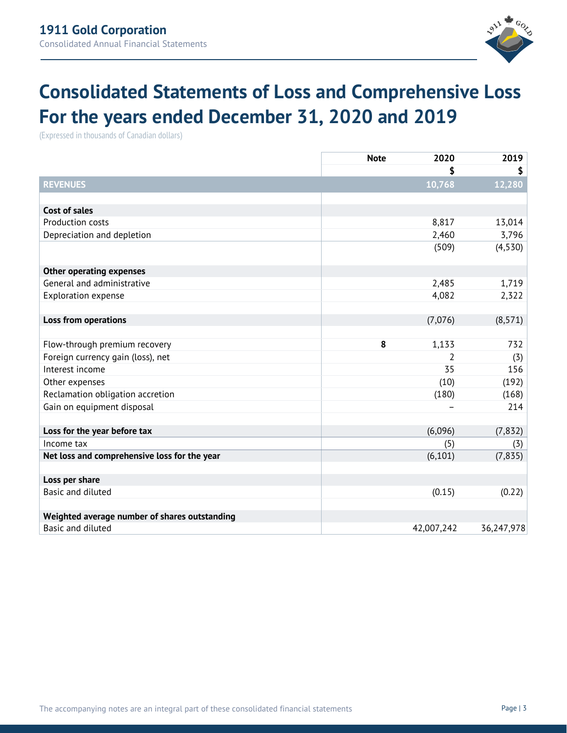# Consolidated Statements of Loss and Comprehensive Loss For the years ended December 31, 2020 and 2019

(Expressed in thousands of Canadian dollars)

| | Note | 2020<br>$ | 2019<br>$ |
|---|---|---|---|
| **REVENUES** | | **10,768** | **12,280** |
| | | | |
| **Cost of sales** | | | |
| Production costs | | 8,817 | 13,014 |
| Depreciation and depletion | | 2,460 | 3,796 |
| | | (509) | (4,530) |
| | | | |
| **Other operating expenses** | | | |
| General and administrative | | 2,485 | 1,719 |
| Exploration expense | | 4,082 | 2,322 |
| | | | |
| **Loss from operations** | | (7,076) | (8,571) |
| | | | |
| Flow-through premium recovery | 8 | 1,133 | 732 |
| Foreign currency gain (loss), net | | 2 | (3) |
| Interest income | | 35 | 156 |
| Other expenses | | (10) | (192) |
| Reclamation obligation accretion | | (180) | (168) |
| Gain on equipment disposal | | – | 214 |
| | | | |
| **Loss for the year before tax** | | (6,096) | (7,832) |
| Income tax | | (5) | (3) |
| **Net loss and comprehensive loss for the year** | | (6,101) | (7,835) |
| | | | |
| **Loss per share** | | | |
| Basic and diluted | | (0.15) | (0.22) |
| | | | |
| **Weighted average number of shares outstanding** | | | |
| Basic and diluted | | 42,007,242 | 36,247,978 |

The accompanying notes are an integral part of these consolidated financial statements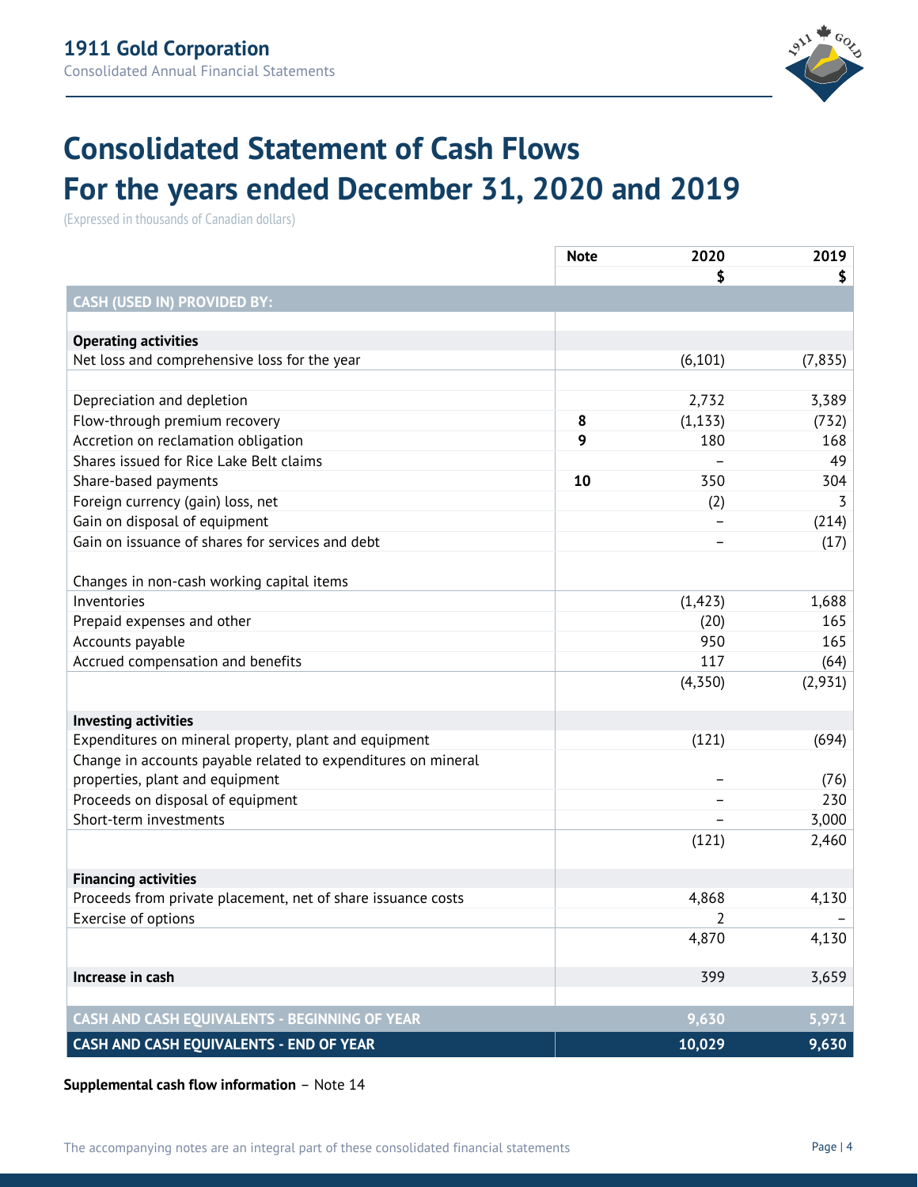# Consolidated Statement of Cash Flows
# For the years ended December 31, 2020 and 2019

(Expressed in thousands of Canadian dollars)

| | Note | 2020 | 2019 |
|---|---|---|---|
| | | $ | $ |
| **CASH (USED IN) PROVIDED BY:** | | | |
| **Operating activities** | | | |
| Net loss and comprehensive loss for the year | | (6,101) | (7,835) |
| Depreciation and depletion | | 2,732 | 3,389 |
| Flow-through premium recovery | 8 | (1,133) | (732) |
| Accretion on reclamation obligation | 9 | 180 | 168 |
| Shares issued for Rice Lake Belt claims | | – | 49 |
| Share-based payments | 10 | 350 | 304 |
| Foreign currency (gain) loss, net | | (2) | 3 |
| Gain on disposal of equipment | | – | (214) |
| Gain on issuance of shares for services and debt | | – | (17) |
| Changes in non-cash working capital items | | | |
| Inventories | | (1,423) | 1,688 |
| Prepaid expenses and other | | (20) | 165 |
| Accounts payable | | 950 | 165 |
| Accrued compensation and benefits | | 117 | (64) |
| | | (4,350) | (2,931) |
| **Investing activities** | | | |
| Expenditures on mineral property, plant and equipment | | (121) | (694) |
| Change in accounts payable related to expenditures on mineral properties, plant and equipment | | – | (76) |
| Proceeds on disposal of equipment | | – | 230 |
| Short-term investments | | – | 3,000 |
| | | (121) | 2,460 |
| **Financing activities** | | | |
| Proceeds from private placement, net of share issuance costs | | 4,868 | 4,130 |
| Exercise of options | | 2 | – |
| | | 4,870 | 4,130 |
| **Increase in cash** | | 399 | 3,659 |
| **CASH AND CASH EQUIVALENTS - BEGINNING OF YEAR** | | 9,630 | 5,971 |
| **CASH AND CASH EQUIVALENTS - END OF YEAR** | | 10,029 | 9,630 |

**Supplemental cash flow information** – Note 14

The accompanying notes are an integral part of these consolidated financial statements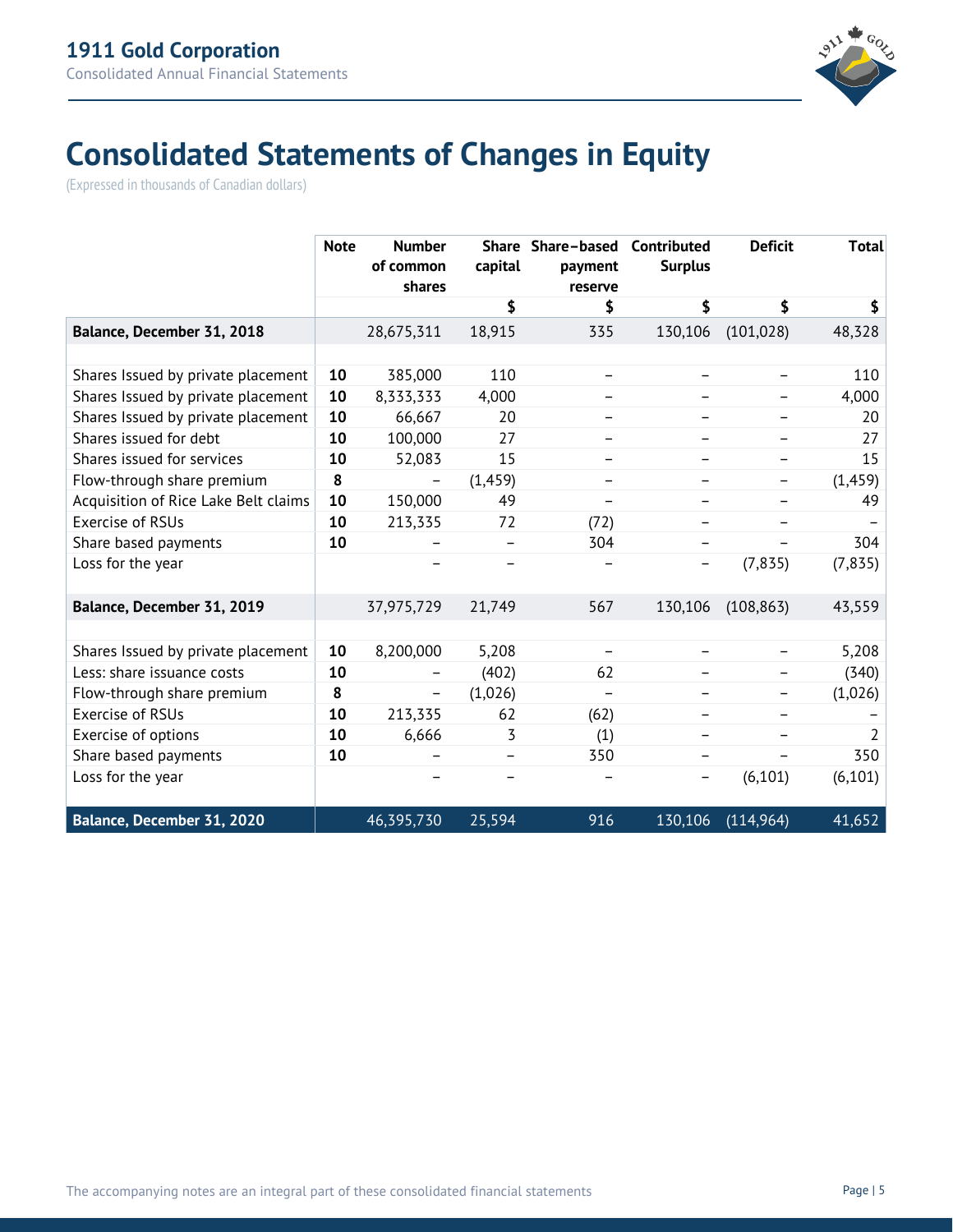# Consolidated Statements of Changes in Equity

(Expressed in thousands of Canadian dollars)

| | Note | Number of common shares | Share capital | Share–based payment reserve | Contributed Surplus | Deficit | Total |
|---|---|---|---|---|---|---|---|
| | | | $ | $ | $ | $ | $ |
| **Balance, December 31, 2018** | | 28,675,311 | 18,915 | 335 | 130,106 | (101,028) | 48,328 |
| | | | | | | | |
| Shares Issued by private placement | **10** | 385,000 | 110 | – | – | – | 110 |
| Shares Issued by private placement | **10** | 8,333,333 | 4,000 | – | – | – | 4,000 |
| Shares Issued by private placement | **10** | 66,667 | 20 | – | – | – | 20 |
| Shares issued for debt | **10** | 100,000 | 27 | – | – | – | 27 |
| Shares issued for services | **10** | 52,083 | 15 | – | – | – | 15 |
| Flow-through share premium | **8** | – | (1,459) | – | – | – | (1,459) |
| Acquisition of Rice Lake Belt claims | **10** | 150,000 | 49 | – | – | – | 49 |
| Exercise of RSUs | **10** | 213,335 | 72 | (72) | – | – | – |
| Share based payments | **10** | – | – | 304 | – | – | 304 |
| Loss for the year | | – | – | – | – | (7,835) | (7,835) |
| | | | | | | | |
| **Balance, December 31, 2019** | | 37,975,729 | 21,749 | 567 | 130,106 | (108,863) | 43,559 |
| | | | | | | | |
| Shares Issued by private placement | **10** | 8,200,000 | 5,208 | – | – | – | 5,208 |
| Less: share issuance costs | **10** | – | (402) | 62 | – | – | (340) |
| Flow-through share premium | **8** | – | (1,026) | – | – | – | (1,026) |
| Exercise of RSUs | **10** | 213,335 | 62 | (62) | – | – | – |
| Exercise of options | **10** | 6,666 | 3 | (1) | – | – | 2 |
| Share based payments | **10** | – | – | 350 | – | – | 350 |
| Loss for the year | | – | – | – | – | (6,101) | (6,101) |
| | | | | | | | |
| **Balance, December 31, 2020** | | 46,395,730 | 25,594 | 916 | 130,106 | (114,964) | 41,652 |

The accompanying notes are an integral part of these consolidated financial statements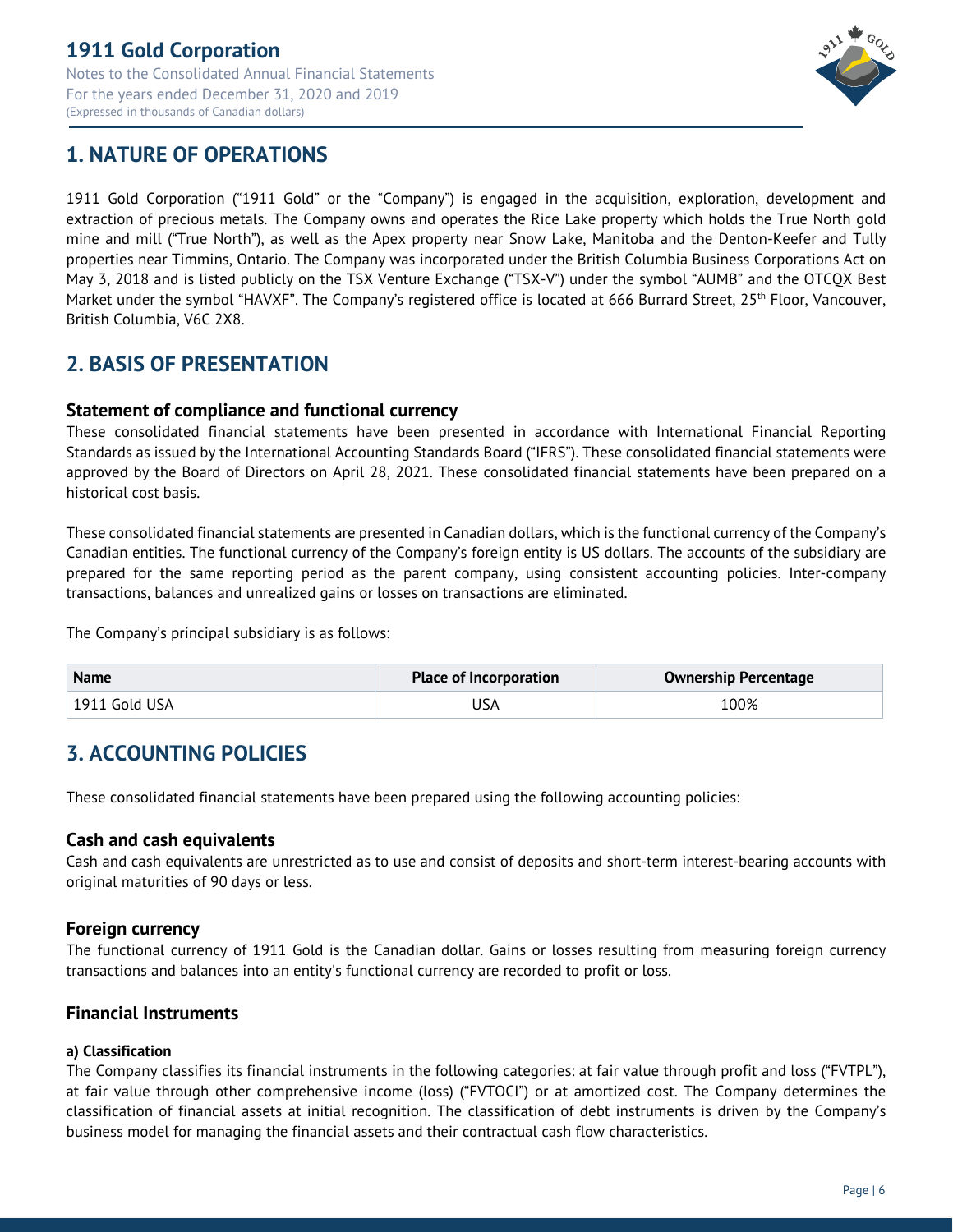## 1. NATURE OF OPERATIONS

1911 Gold Corporation ("1911 Gold" or the "Company") is engaged in the acquisition, exploration, development and extraction of precious metals. The Company owns and operates the Rice Lake property which holds the True North gold mine and mill ("True North"), as well as the Apex property near Snow Lake, Manitoba and the Denton-Keefer and Tully properties near Timmins, Ontario. The Company was incorporated under the British Columbia Business Corporations Act on May 3, 2018 and is listed publicly on the TSX Venture Exchange ("TSX-V") under the symbol "AUMB" and the OTCQX Best Market under the symbol "HAVXF". The Company's registered office is located at 666 Burrard Street, 25th Floor, Vancouver, British Columbia, V6C 2X8.

## 2. BASIS OF PRESENTATION

### Statement of compliance and functional currency

These consolidated financial statements have been presented in accordance with International Financial Reporting Standards as issued by the International Accounting Standards Board ("IFRS"). These consolidated financial statements were approved by the Board of Directors on April 28, 2021. These consolidated financial statements have been prepared on a historical cost basis.

These consolidated financial statements are presented in Canadian dollars, which is the functional currency of the Company's Canadian entities. The functional currency of the Company's foreign entity is US dollars. The accounts of the subsidiary are prepared for the same reporting period as the parent company, using consistent accounting policies. Inter-company transactions, balances and unrealized gains or losses on transactions are eliminated.

The Company's principal subsidiary is as follows:

| Name | Place of Incorporation | Ownership Percentage |
|---|---|---|
| 1911 Gold USA | USA | 100% |

## 3. ACCOUNTING POLICIES

These consolidated financial statements have been prepared using the following accounting policies:

### Cash and cash equivalents

Cash and cash equivalents are unrestricted as to use and consist of deposits and short-term interest-bearing accounts with original maturities of 90 days or less.

### Foreign currency

The functional currency of 1911 Gold is the Canadian dollar. Gains or losses resulting from measuring foreign currency transactions and balances into an entity's functional currency are recorded to profit or loss.

### Financial Instruments

#### a) Classification

The Company classifies its financial instruments in the following categories: at fair value through profit and loss ("FVTPL"), at fair value through other comprehensive income (loss) ("FVTOCI") or at amortized cost. The Company determines the classification of financial assets at initial recognition. The classification of debt instruments is driven by the Company's business model for managing the financial assets and their contractual cash flow characteristics.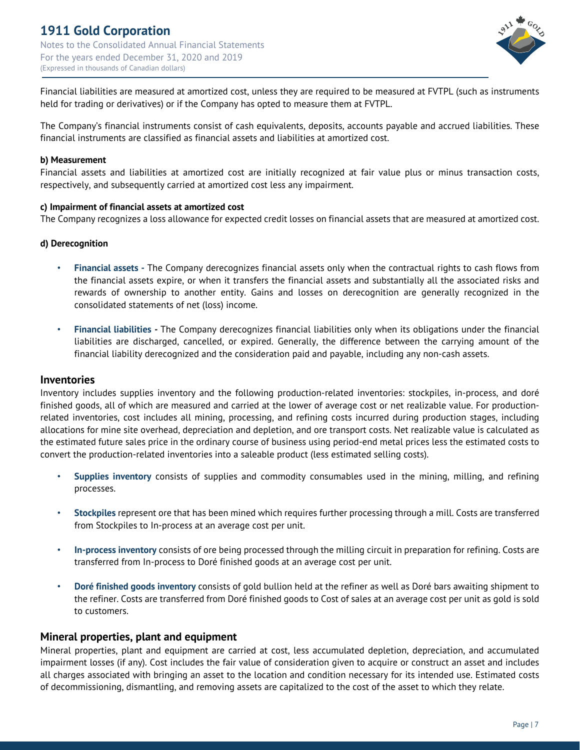Financial liabilities are measured at amortized cost, unless they are required to be measured at FVTPL (such as instruments held for trading or derivatives) or if the Company has opted to measure them at FVTPL.

The Company's financial instruments consist of cash equivalents, deposits, accounts payable and accrued liabilities. These financial instruments are classified as financial assets and liabilities at amortized cost.

**b) Measurement**

Financial assets and liabilities at amortized cost are initially recognized at fair value plus or minus transaction costs, respectively, and subsequently carried at amortized cost less any impairment.

**c) Impairment of financial assets at amortized cost**

The Company recognizes a loss allowance for expected credit losses on financial assets that are measured at amortized cost.

**d) Derecognition**

- **Financial assets -** The Company derecognizes financial assets only when the contractual rights to cash flows from the financial assets expire, or when it transfers the financial assets and substantially all the associated risks and rewards of ownership to another entity. Gains and losses on derecognition are generally recognized in the consolidated statements of net (loss) income.

- **Financial liabilities -** The Company derecognizes financial liabilities only when its obligations under the financial liabilities are discharged, cancelled, or expired. Generally, the difference between the carrying amount of the financial liability derecognized and the consideration paid and payable, including any non-cash assets.

## Inventories

Inventory includes supplies inventory and the following production-related inventories: stockpiles, in-process, and doré finished goods, all of which are measured and carried at the lower of average cost or net realizable value. For production-related inventories, cost includes all mining, processing, and refining costs incurred during production stages, including allocations for mine site overhead, depreciation and depletion, and ore transport costs. Net realizable value is calculated as the estimated future sales price in the ordinary course of business using period-end metal prices less the estimated costs to convert the production-related inventories into a saleable product (less estimated selling costs).

- **Supplies inventory** consists of supplies and commodity consumables used in the mining, milling, and refining processes.

- **Stockpiles** represent ore that has been mined which requires further processing through a mill. Costs are transferred from Stockpiles to In-process at an average cost per unit.

- **In-process inventory** consists of ore being processed through the milling circuit in preparation for refining. Costs are transferred from In-process to Doré finished goods at an average cost per unit.

- **Doré finished goods inventory** consists of gold bullion held at the refiner as well as Doré bars awaiting shipment to the refiner. Costs are transferred from Doré finished goods to Cost of sales at an average cost per unit as gold is sold to customers.

## Mineral properties, plant and equipment

Mineral properties, plant and equipment are carried at cost, less accumulated depletion, depreciation, and accumulated impairment losses (if any). Cost includes the fair value of consideration given to acquire or construct an asset and includes all charges associated with bringing an asset to the location and condition necessary for its intended use. Estimated costs of decommissioning, dismantling, and removing assets are capitalized to the cost of the asset to which they relate.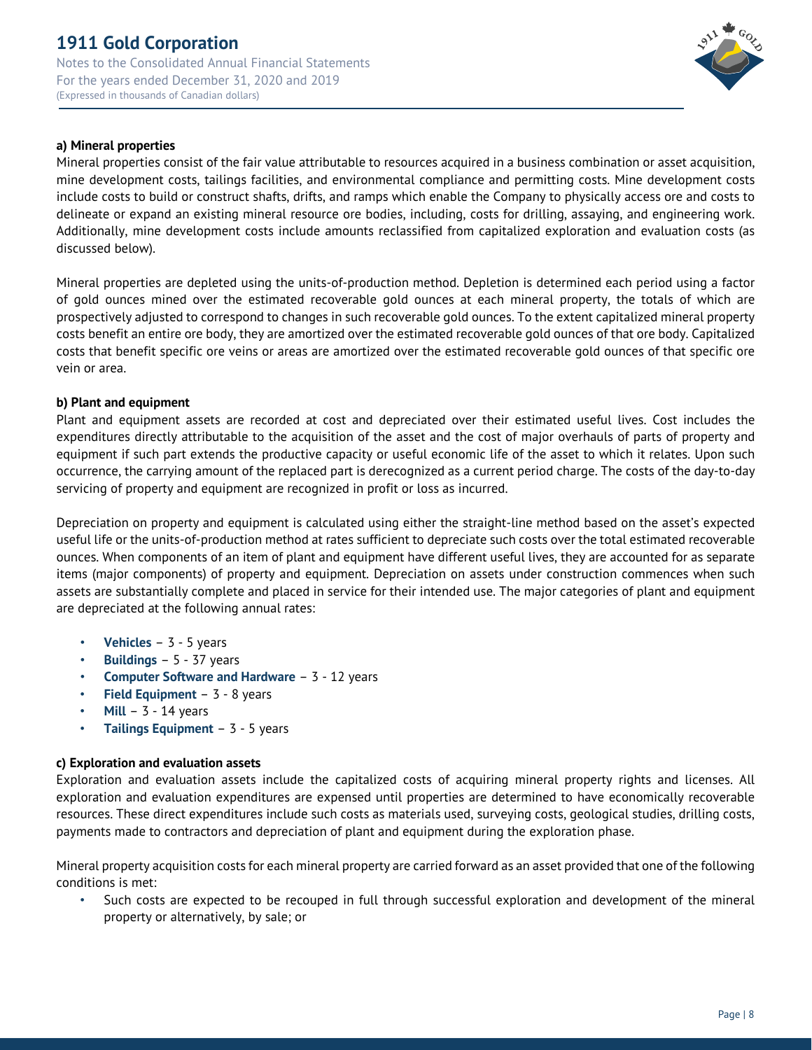**a) Mineral properties**

Mineral properties consist of the fair value attributable to resources acquired in a business combination or asset acquisition, mine development costs, tailings facilities, and environmental compliance and permitting costs. Mine development costs include costs to build or construct shafts, drifts, and ramps which enable the Company to physically access ore and costs to delineate or expand an existing mineral resource ore bodies, including, costs for drilling, assaying, and engineering work. Additionally, mine development costs include amounts reclassified from capitalized exploration and evaluation costs (as discussed below).

Mineral properties are depleted using the units-of-production method. Depletion is determined each period using a factor of gold ounces mined over the estimated recoverable gold ounces at each mineral property, the totals of which are prospectively adjusted to correspond to changes in such recoverable gold ounces. To the extent capitalized mineral property costs benefit an entire ore body, they are amortized over the estimated recoverable gold ounces of that ore body. Capitalized costs that benefit specific ore veins or areas are amortized over the estimated recoverable gold ounces of that specific ore vein or area.

**b) Plant and equipment**

Plant and equipment assets are recorded at cost and depreciated over their estimated useful lives. Cost includes the expenditures directly attributable to the acquisition of the asset and the cost of major overhauls of parts of property and equipment if such part extends the productive capacity or useful economic life of the asset to which it relates. Upon such occurrence, the carrying amount of the replaced part is derecognized as a current period charge. The costs of the day-to-day servicing of property and equipment are recognized in profit or loss as incurred.

Depreciation on property and equipment is calculated using either the straight-line method based on the asset's expected useful life or the units-of-production method at rates sufficient to depreciate such costs over the total estimated recoverable ounces. When components of an item of plant and equipment have different useful lives, they are accounted for as separate items (major components) of property and equipment. Depreciation on assets under construction commences when such assets are substantially complete and placed in service for their intended use. The major categories of plant and equipment are depreciated at the following annual rates:

- **Vehicles** – 3 - 5 years
- **Buildings** – 5 - 37 years
- **Computer Software and Hardware** – 3 - 12 years
- **Field Equipment** – 3 - 8 years
- **Mill** – 3 - 14 years
- **Tailings Equipment** – 3 - 5 years

**c) Exploration and evaluation assets**

Exploration and evaluation assets include the capitalized costs of acquiring mineral property rights and licenses. All exploration and evaluation expenditures are expensed until properties are determined to have economically recoverable resources. These direct expenditures include such costs as materials used, surveying costs, geological studies, drilling costs, payments made to contractors and depreciation of plant and equipment during the exploration phase.

Mineral property acquisition costs for each mineral property are carried forward as an asset provided that one of the following conditions is met:

- Such costs are expected to be recouped in full through successful exploration and development of the mineral property or alternatively, by sale; or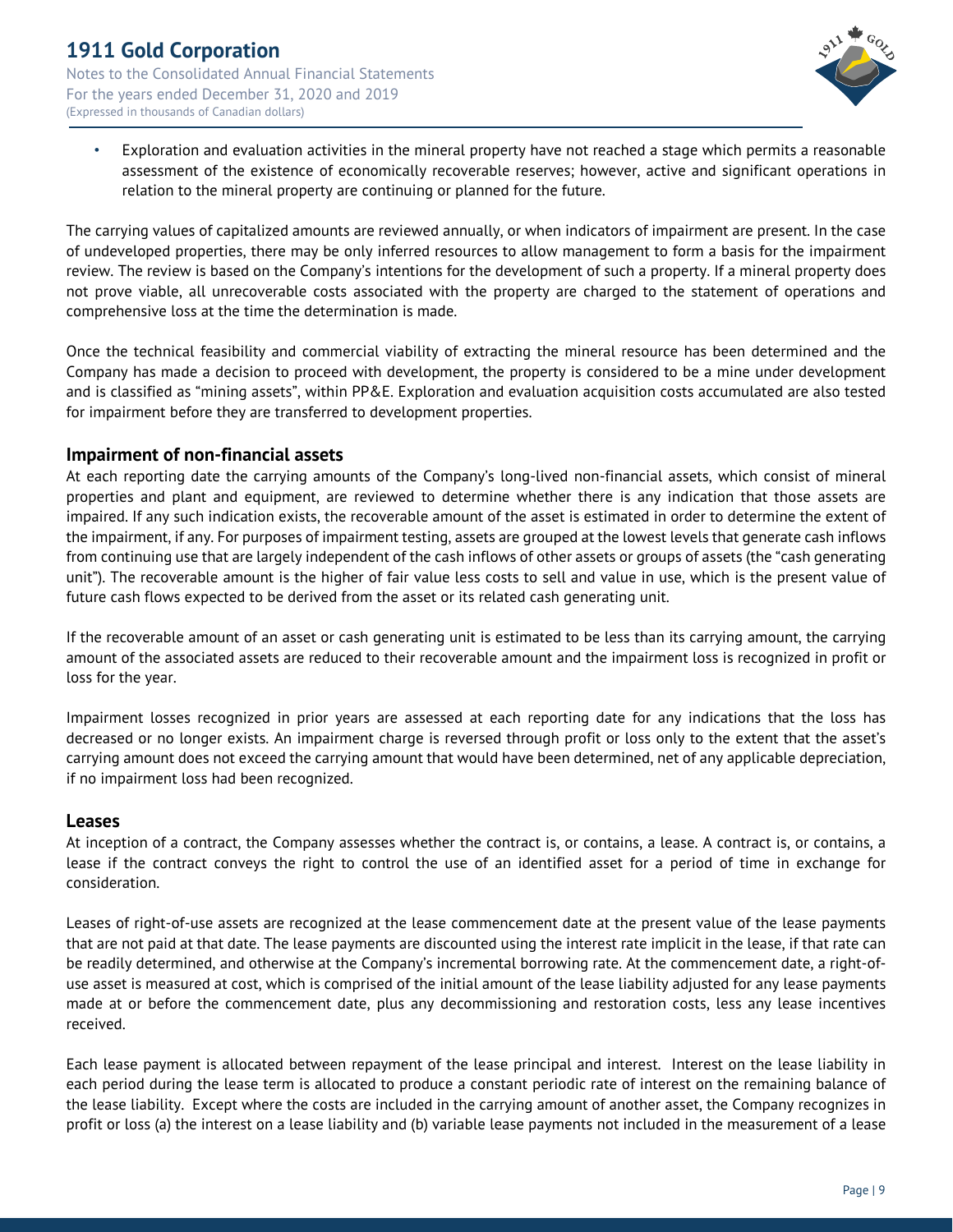- Exploration and evaluation activities in the mineral property have not reached a stage which permits a reasonable assessment of the existence of economically recoverable reserves; however, active and significant operations in relation to the mineral property are continuing or planned for the future.

The carrying values of capitalized amounts are reviewed annually, or when indicators of impairment are present. In the case of undeveloped properties, there may be only inferred resources to allow management to form a basis for the impairment review. The review is based on the Company's intentions for the development of such a property. If a mineral property does not prove viable, all unrecoverable costs associated with the property are charged to the statement of operations and comprehensive loss at the time the determination is made.

Once the technical feasibility and commercial viability of extracting the mineral resource has been determined and the Company has made a decision to proceed with development, the property is considered to be a mine under development and is classified as "mining assets", within PP&E. Exploration and evaluation acquisition costs accumulated are also tested for impairment before they are transferred to development properties.

## Impairment of non-financial assets

At each reporting date the carrying amounts of the Company's long-lived non-financial assets, which consist of mineral properties and plant and equipment, are reviewed to determine whether there is any indication that those assets are impaired. If any such indication exists, the recoverable amount of the asset is estimated in order to determine the extent of the impairment, if any. For purposes of impairment testing, assets are grouped at the lowest levels that generate cash inflows from continuing use that are largely independent of the cash inflows of other assets or groups of assets (the "cash generating unit"). The recoverable amount is the higher of fair value less costs to sell and value in use, which is the present value of future cash flows expected to be derived from the asset or its related cash generating unit.

If the recoverable amount of an asset or cash generating unit is estimated to be less than its carrying amount, the carrying amount of the associated assets are reduced to their recoverable amount and the impairment loss is recognized in profit or loss for the year.

Impairment losses recognized in prior years are assessed at each reporting date for any indications that the loss has decreased or no longer exists. An impairment charge is reversed through profit or loss only to the extent that the asset's carrying amount does not exceed the carrying amount that would have been determined, net of any applicable depreciation, if no impairment loss had been recognized.

## Leases

At inception of a contract, the Company assesses whether the contract is, or contains, a lease. A contract is, or contains, a lease if the contract conveys the right to control the use of an identified asset for a period of time in exchange for consideration.

Leases of right-of-use assets are recognized at the lease commencement date at the present value of the lease payments that are not paid at that date. The lease payments are discounted using the interest rate implicit in the lease, if that rate can be readily determined, and otherwise at the Company's incremental borrowing rate. At the commencement date, a right-of-use asset is measured at cost, which is comprised of the initial amount of the lease liability adjusted for any lease payments made at or before the commencement date, plus any decommissioning and restoration costs, less any lease incentives received.

Each lease payment is allocated between repayment of the lease principal and interest. Interest on the lease liability in each period during the lease term is allocated to produce a constant periodic rate of interest on the remaining balance of the lease liability. Except where the costs are included in the carrying amount of another asset, the Company recognizes in profit or loss (a) the interest on a lease liability and (b) variable lease payments not included in the measurement of a lease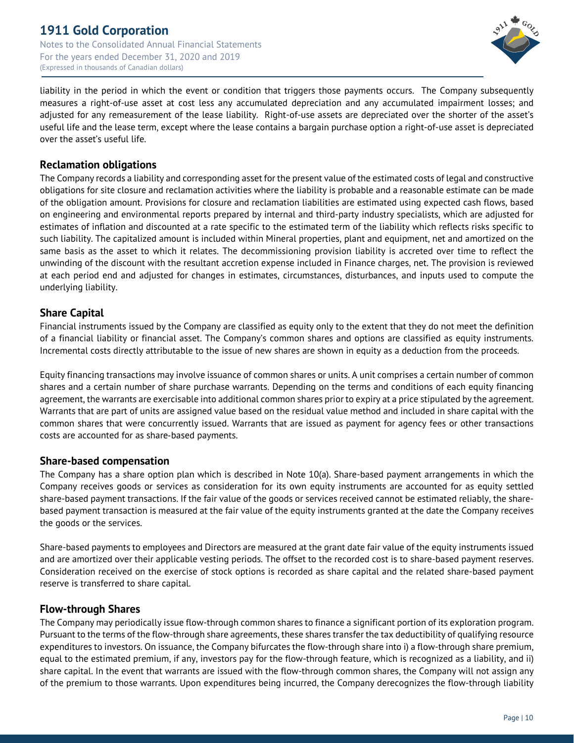liability in the period in which the event or condition that triggers those payments occurs. The Company subsequently measures a right-of-use asset at cost less any accumulated depreciation and any accumulated impairment losses; and adjusted for any remeasurement of the lease liability. Right-of-use assets are depreciated over the shorter of the asset's useful life and the lease term, except where the lease contains a bargain purchase option a right-of-use asset is depreciated over the asset's useful life.

## Reclamation obligations

The Company records a liability and corresponding asset for the present value of the estimated costs of legal and constructive obligations for site closure and reclamation activities where the liability is probable and a reasonable estimate can be made of the obligation amount. Provisions for closure and reclamation liabilities are estimated using expected cash flows, based on engineering and environmental reports prepared by internal and third-party industry specialists, which are adjusted for estimates of inflation and discounted at a rate specific to the estimated term of the liability which reflects risks specific to such liability. The capitalized amount is included within Mineral properties, plant and equipment, net and amortized on the same basis as the asset to which it relates. The decommissioning provision liability is accreted over time to reflect the unwinding of the discount with the resultant accretion expense included in Finance charges, net. The provision is reviewed at each period end and adjusted for changes in estimates, circumstances, disturbances, and inputs used to compute the underlying liability.

## Share Capital

Financial instruments issued by the Company are classified as equity only to the extent that they do not meet the definition of a financial liability or financial asset. The Company's common shares and options are classified as equity instruments. Incremental costs directly attributable to the issue of new shares are shown in equity as a deduction from the proceeds.

Equity financing transactions may involve issuance of common shares or units. A unit comprises a certain number of common shares and a certain number of share purchase warrants. Depending on the terms and conditions of each equity financing agreement, the warrants are exercisable into additional common shares prior to expiry at a price stipulated by the agreement. Warrants that are part of units are assigned value based on the residual value method and included in share capital with the common shares that were concurrently issued. Warrants that are issued as payment for agency fees or other transactions costs are accounted for as share-based payments.

## Share-based compensation

The Company has a share option plan which is described in Note 10(a). Share-based payment arrangements in which the Company receives goods or services as consideration for its own equity instruments are accounted for as equity settled share-based payment transactions. If the fair value of the goods or services received cannot be estimated reliably, the share-based payment transaction is measured at the fair value of the equity instruments granted at the date the Company receives the goods or the services.

Share-based payments to employees and Directors are measured at the grant date fair value of the equity instruments issued and are amortized over their applicable vesting periods. The offset to the recorded cost is to share-based payment reserves. Consideration received on the exercise of stock options is recorded as share capital and the related share-based payment reserve is transferred to share capital.

## Flow-through Shares

The Company may periodically issue flow-through common shares to finance a significant portion of its exploration program. Pursuant to the terms of the flow-through share agreements, these shares transfer the tax deductibility of qualifying resource expenditures to investors. On issuance, the Company bifurcates the flow-through share into i) a flow-through share premium, equal to the estimated premium, if any, investors pay for the flow-through feature, which is recognized as a liability, and ii) share capital. In the event that warrants are issued with the flow-through common shares, the Company will not assign any of the premium to those warrants. Upon expenditures being incurred, the Company derecognizes the flow-through liability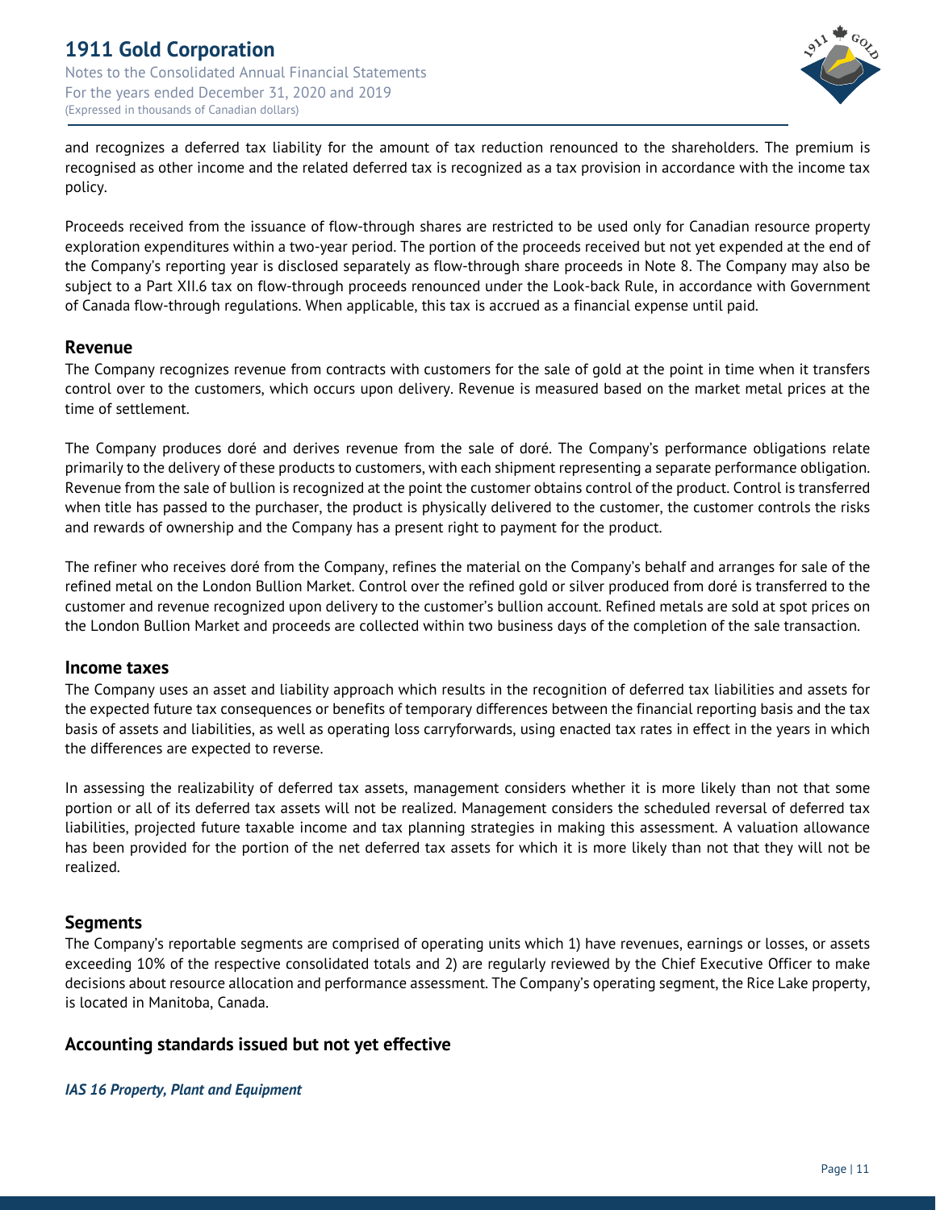and recognizes a deferred tax liability for the amount of tax reduction renounced to the shareholders. The premium is recognised as other income and the related deferred tax is recognized as a tax provision in accordance with the income tax policy.

Proceeds received from the issuance of flow-through shares are restricted to be used only for Canadian resource property exploration expenditures within a two-year period. The portion of the proceeds received but not yet expended at the end of the Company's reporting year is disclosed separately as flow-through share proceeds in Note 8. The Company may also be subject to a Part XII.6 tax on flow-through proceeds renounced under the Look-back Rule, in accordance with Government of Canada flow-through regulations. When applicable, this tax is accrued as a financial expense until paid.

## Revenue

The Company recognizes revenue from contracts with customers for the sale of gold at the point in time when it transfers control over to the customers, which occurs upon delivery. Revenue is measured based on the market metal prices at the time of settlement.

The Company produces doré and derives revenue from the sale of doré. The Company's performance obligations relate primarily to the delivery of these products to customers, with each shipment representing a separate performance obligation. Revenue from the sale of bullion is recognized at the point the customer obtains control of the product. Control is transferred when title has passed to the purchaser, the product is physically delivered to the customer, the customer controls the risks and rewards of ownership and the Company has a present right to payment for the product.

The refiner who receives doré from the Company, refines the material on the Company's behalf and arranges for sale of the refined metal on the London Bullion Market. Control over the refined gold or silver produced from doré is transferred to the customer and revenue recognized upon delivery to the customer's bullion account. Refined metals are sold at spot prices on the London Bullion Market and proceeds are collected within two business days of the completion of the sale transaction.

## Income taxes

The Company uses an asset and liability approach which results in the recognition of deferred tax liabilities and assets for the expected future tax consequences or benefits of temporary differences between the financial reporting basis and the tax basis of assets and liabilities, as well as operating loss carryforwards, using enacted tax rates in effect in the years in which the differences are expected to reverse.

In assessing the realizability of deferred tax assets, management considers whether it is more likely than not that some portion or all of its deferred tax assets will not be realized. Management considers the scheduled reversal of deferred tax liabilities, projected future taxable income and tax planning strategies in making this assessment. A valuation allowance has been provided for the portion of the net deferred tax assets for which it is more likely than not that they will not be realized.

## Segments

The Company's reportable segments are comprised of operating units which 1) have revenues, earnings or losses, or assets exceeding 10% of the respective consolidated totals and 2) are regularly reviewed by the Chief Executive Officer to make decisions about resource allocation and performance assessment. The Company's operating segment, the Rice Lake property, is located in Manitoba, Canada.

## Accounting standards issued but not yet effective

***IAS 16 Property, Plant and Equipment***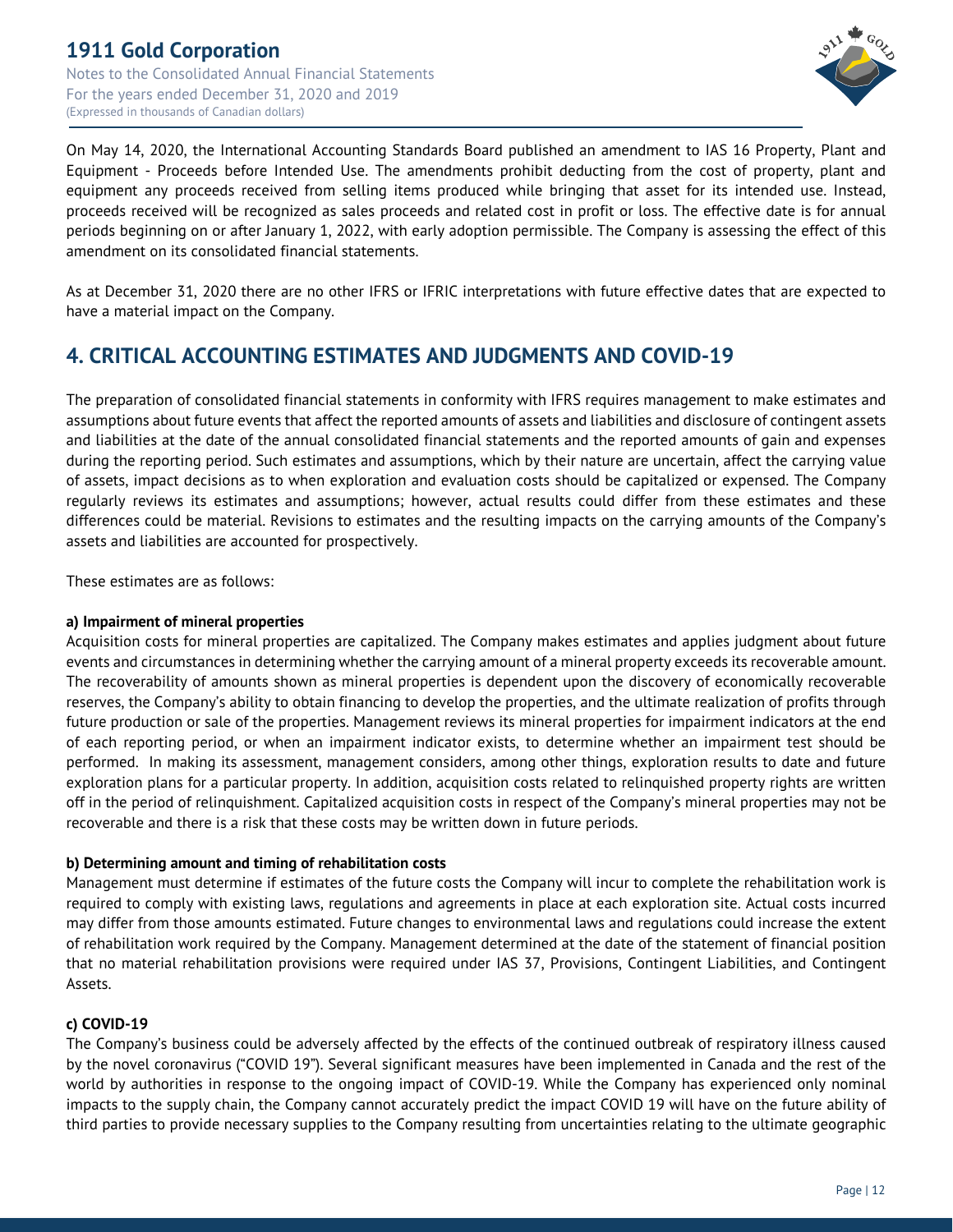On May 14, 2020, the International Accounting Standards Board published an amendment to IAS 16 Property, Plant and Equipment - Proceeds before Intended Use. The amendments prohibit deducting from the cost of property, plant and equipment any proceeds received from selling items produced while bringing that asset for its intended use. Instead, proceeds received will be recognized as sales proceeds and related cost in profit or loss. The effective date is for annual periods beginning on or after January 1, 2022, with early adoption permissible. The Company is assessing the effect of this amendment on its consolidated financial statements.

As at December 31, 2020 there are no other IFRS or IFRIC interpretations with future effective dates that are expected to have a material impact on the Company.

## 4. CRITICAL ACCOUNTING ESTIMATES AND JUDGMENTS AND COVID-19

The preparation of consolidated financial statements in conformity with IFRS requires management to make estimates and assumptions about future events that affect the reported amounts of assets and liabilities and disclosure of contingent assets and liabilities at the date of the annual consolidated financial statements and the reported amounts of gain and expenses during the reporting period. Such estimates and assumptions, which by their nature are uncertain, affect the carrying value of assets, impact decisions as to when exploration and evaluation costs should be capitalized or expensed. The Company regularly reviews its estimates and assumptions; however, actual results could differ from these estimates and these differences could be material. Revisions to estimates and the resulting impacts on the carrying amounts of the Company's assets and liabilities are accounted for prospectively.

These estimates are as follows:

**a) Impairment of mineral properties**

Acquisition costs for mineral properties are capitalized. The Company makes estimates and applies judgment about future events and circumstances in determining whether the carrying amount of a mineral property exceeds its recoverable amount. The recoverability of amounts shown as mineral properties is dependent upon the discovery of economically recoverable reserves, the Company's ability to obtain financing to develop the properties, and the ultimate realization of profits through future production or sale of the properties. Management reviews its mineral properties for impairment indicators at the end of each reporting period, or when an impairment indicator exists, to determine whether an impairment test should be performed. In making its assessment, management considers, among other things, exploration results to date and future exploration plans for a particular property. In addition, acquisition costs related to relinquished property rights are written off in the period of relinquishment. Capitalized acquisition costs in respect of the Company's mineral properties may not be recoverable and there is a risk that these costs may be written down in future periods.

**b) Determining amount and timing of rehabilitation costs**

Management must determine if estimates of the future costs the Company will incur to complete the rehabilitation work is required to comply with existing laws, regulations and agreements in place at each exploration site. Actual costs incurred may differ from those amounts estimated. Future changes to environmental laws and regulations could increase the extent of rehabilitation work required by the Company. Management determined at the date of the statement of financial position that no material rehabilitation provisions were required under IAS 37, Provisions, Contingent Liabilities, and Contingent Assets.

**c) COVID-19**

The Company's business could be adversely affected by the effects of the continued outbreak of respiratory illness caused by the novel coronavirus ("COVID 19"). Several significant measures have been implemented in Canada and the rest of the world by authorities in response to the ongoing impact of COVID-19. While the Company has experienced only nominal impacts to the supply chain, the Company cannot accurately predict the impact COVID 19 will have on the future ability of third parties to provide necessary supplies to the Company resulting from uncertainties relating to the ultimate geographic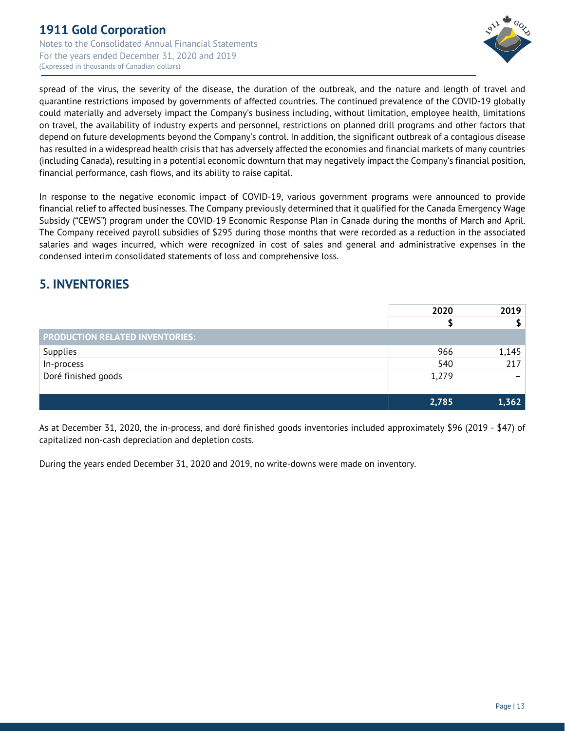spread of the virus, the severity of the disease, the duration of the outbreak, and the nature and length of travel and quarantine restrictions imposed by governments of affected countries. The continued prevalence of the COVID-19 globally could materially and adversely impact the Company's business including, without limitation, employee health, limitations on travel, the availability of industry experts and personnel, restrictions on planned drill programs and other factors that depend on future developments beyond the Company's control. In addition, the significant outbreak of a contagious disease has resulted in a widespread health crisis that has adversely affected the economies and financial markets of many countries (including Canada), resulting in a potential economic downturn that may negatively impact the Company's financial position, financial performance, cash flows, and its ability to raise capital.

In response to the negative economic impact of COVID-19, various government programs were announced to provide financial relief to affected businesses. The Company previously determined that it qualified for the Canada Emergency Wage Subsidy ("CEWS") program under the COVID-19 Economic Response Plan in Canada during the months of March and April. The Company received payroll subsidies of $295 during those months that were recorded as a reduction in the associated salaries and wages incurred, which were recognized in cost of sales and general and administrative expenses in the condensed interim consolidated statements of loss and comprehensive loss.

## 5. INVENTORIES

| | 2020 | 2019 |
|---|---|---|
| | $ | $ |
| **PRODUCTION RELATED INVENTORIES:** | | |
| Supplies | 966 | 1,145 |
| In-process | 540 | 217 |
| Doré finished goods | 1,279 | – |
| | **2,785** | **1,362** |

As at December 31, 2020, the in-process, and doré finished goods inventories included approximately $96 (2019 - $47) of capitalized non-cash depreciation and depletion costs.

During the years ended December 31, 2020 and 2019, no write-downs were made on inventory.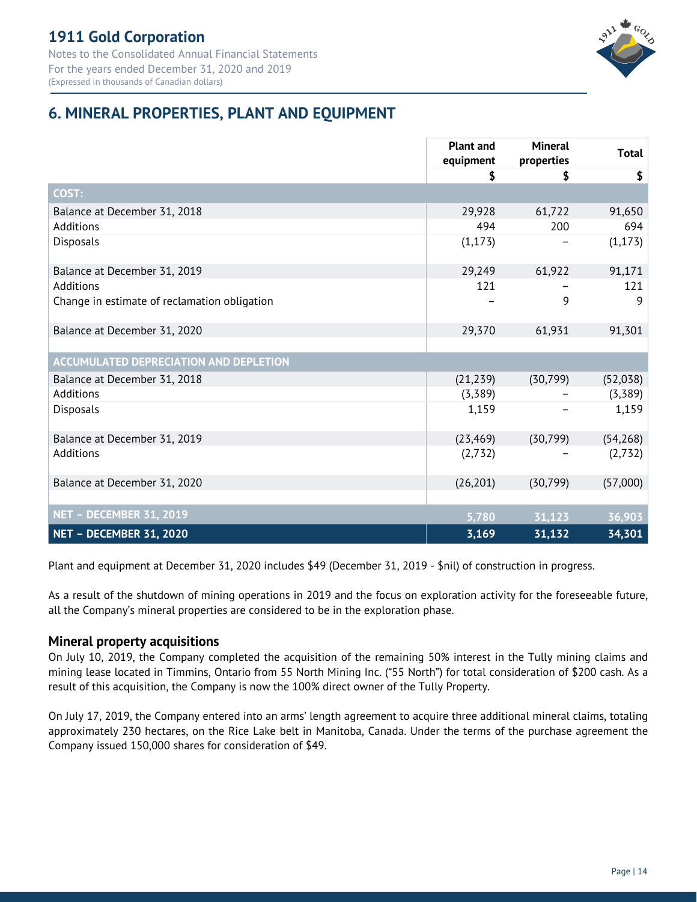# 6. MINERAL PROPERTIES, PLANT AND EQUIPMENT

| | Plant and equipment | Mineral properties | Total |
|---|---|---|---|
| | $ | $ | $ |
| **COST:** | | | |
| Balance at December 31, 2018 | 29,928 | 61,722 | 91,650 |
| Additions | 494 | 200 | 694 |
| Disposals | (1,173) | – | (1,173) |
| Balance at December 31, 2019 | 29,249 | 61,922 | 91,171 |
| Additions | 121 | – | 121 |
| Change in estimate of reclamation obligation | – | 9 | 9 |
| Balance at December 31, 2020 | 29,370 | 61,931 | 91,301 |
| **ACCUMULATED DEPRECIATION AND DEPLETION** | | | |
| Balance at December 31, 2018 | (21,239) | (30,799) | (52,038) |
| Additions | (3,389) | – | (3,389) |
| Disposals | 1,159 | – | 1,159 |
| Balance at December 31, 2019 | (23,469) | (30,799) | (54,268) |
| Additions | (2,732) | – | (2,732) |
| Balance at December 31, 2020 | (26,201) | (30,799) | (57,000) |
| **NET – DECEMBER 31, 2019** | **5,780** | **31,123** | **36,903** |
| **NET – DECEMBER 31, 2020** | **3,169** | **31,132** | **34,301** |

Plant and equipment at December 31, 2020 includes $49 (December 31, 2019 - $nil) of construction in progress.

As a result of the shutdown of mining operations in 2019 and the focus on exploration activity for the foreseeable future, all the Company's mineral properties are considered to be in the exploration phase.

### Mineral property acquisitions

On July 10, 2019, the Company completed the acquisition of the remaining 50% interest in the Tully mining claims and mining lease located in Timmins, Ontario from 55 North Mining Inc. ("55 North") for total consideration of $200 cash. As a result of this acquisition, the Company is now the 100% direct owner of the Tully Property.

On July 17, 2019, the Company entered into an arms' length agreement to acquire three additional mineral claims, totaling approximately 230 hectares, on the Rice Lake belt in Manitoba, Canada. Under the terms of the purchase agreement the Company issued 150,000 shares for consideration of $49.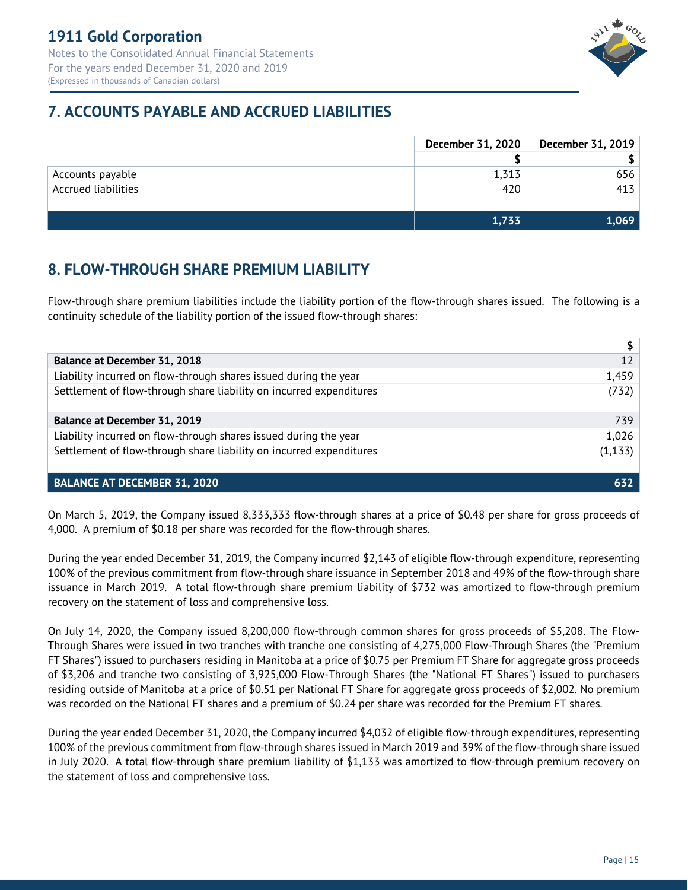## 7. ACCOUNTS PAYABLE AND ACCRUED LIABILITIES

| | December 31, 2020 | December 31, 2019 |
|---|---|---|
| | $ | $ |
| Accounts payable | 1,313 | 656 |
| Accrued liabilities | 420 | 413 |
| | **1,733** | **1,069** |

## 8. FLOW-THROUGH SHARE PREMIUM LIABILITY

Flow-through share premium liabilities include the liability portion of the flow-through shares issued. The following is a continuity schedule of the liability portion of the issued flow-through shares:

| | $ |
|---|---|
| **Balance at December 31, 2018** | 12 |
| Liability incurred on flow-through shares issued during the year | 1,459 |
| Settlement of flow-through share liability on incurred expenditures | (732) |
| **Balance at December 31, 2019** | 739 |
| Liability incurred on flow-through shares issued during the year | 1,026 |
| Settlement of flow-through share liability on incurred expenditures | (1,133) |
| **BALANCE AT DECEMBER 31, 2020** | **632** |

On March 5, 2019, the Company issued 8,333,333 flow-through shares at a price of $0.48 per share for gross proceeds of 4,000. A premium of $0.18 per share was recorded for the flow-through shares.

During the year ended December 31, 2019, the Company incurred $2,143 of eligible flow-through expenditure, representing 100% of the previous commitment from flow-through share issuance in September 2018 and 49% of the flow-through share issuance in March 2019. A total flow-through share premium liability of $732 was amortized to flow-through premium recovery on the statement of loss and comprehensive loss.

On July 14, 2020, the Company issued 8,200,000 flow-through common shares for gross proceeds of $5,208. The Flow-Through Shares were issued in two tranches with tranche one consisting of 4,275,000 Flow-Through Shares (the "Premium FT Shares") issued to purchasers residing in Manitoba at a price of $0.75 per Premium FT Share for aggregate gross proceeds of $3,206 and tranche two consisting of 3,925,000 Flow-Through Shares (the "National FT Shares") issued to purchasers residing outside of Manitoba at a price of $0.51 per National FT Share for aggregate gross proceeds of $2,002. No premium was recorded on the National FT shares and a premium of $0.24 per share was recorded for the Premium FT Shares.

During the year ended December 31, 2020, the Company incurred $4,032 of eligible flow-through expenditures, representing 100% of the previous commitment from flow-through shares issued in March 2019 and 39% of the flow-through share issued in July 2020. A total flow-through share premium liability of $1,133 was amortized to flow-through premium recovery on the statement of loss and comprehensive loss.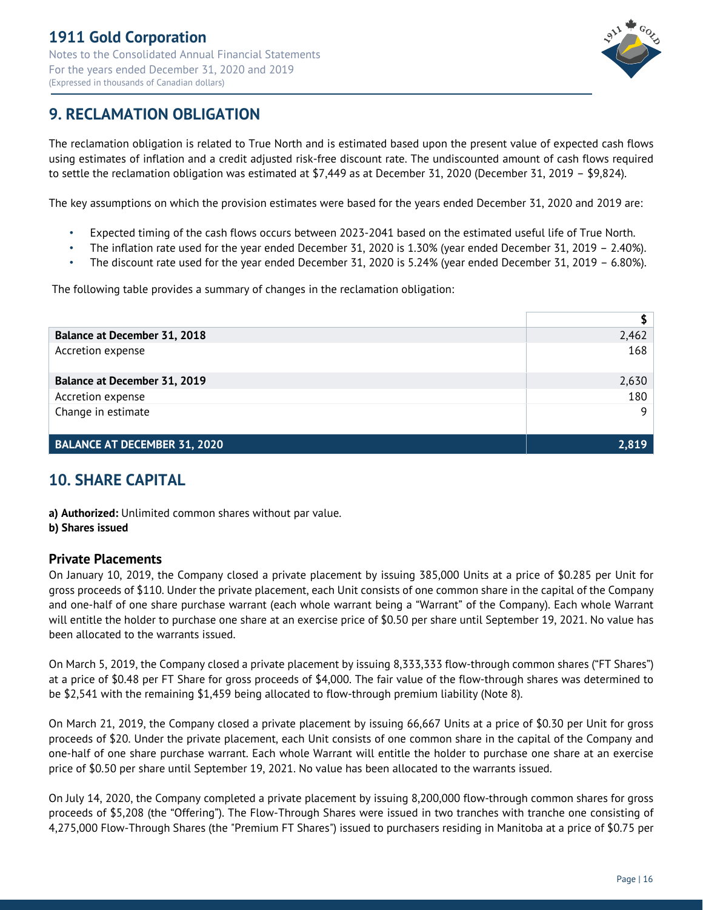## 9. RECLAMATION OBLIGATION

The reclamation obligation is related to True North and is estimated based upon the present value of expected cash flows using estimates of inflation and a credit adjusted risk-free discount rate. The undiscounted amount of cash flows required to settle the reclamation obligation was estimated at $7,449 as at December 31, 2020 (December 31, 2019 – $9,824).

The key assumptions on which the provision estimates were based for the years ended December 31, 2020 and 2019 are:

- Expected timing of the cash flows occurs between 2023-2041 based on the estimated useful life of True North.
- The inflation rate used for the year ended December 31, 2020 is 1.30% (year ended December 31, 2019 – 2.40%).
- The discount rate used for the year ended December 31, 2020 is 5.24% (year ended December 31, 2019 – 6.80%).

The following table provides a summary of changes in the reclamation obligation:

| | $ |
|---|---|
| **Balance at December 31, 2018** | 2,462 |
| Accretion expense | 168 |
| **Balance at December 31, 2019** | 2,630 |
| Accretion expense | 180 |
| Change in estimate | 9 |
| **BALANCE AT DECEMBER 31, 2020** | **2,819** |

## 10. SHARE CAPITAL

**a) Authorized:** Unlimited common shares without par value.
**b) Shares issued**

### Private Placements

On January 10, 2019, the Company closed a private placement by issuing 385,000 Units at a price of $0.285 per Unit for gross proceeds of $110. Under the private placement, each Unit consists of one common share in the capital of the Company and one-half of one share purchase warrant (each whole warrant being a "Warrant" of the Company). Each whole Warrant will entitle the holder to purchase one share at an exercise price of $0.50 per share until September 19, 2021. No value has been allocated to the warrants issued.

On March 5, 2019, the Company closed a private placement by issuing 8,333,333 flow-through common shares ("FT Shares") at a price of $0.48 per FT Share for gross proceeds of $4,000. The fair value of the flow-through shares was determined to be $2,541 with the remaining $1,459 being allocated to flow-through premium liability (Note 8).

On March 21, 2019, the Company closed a private placement by issuing 66,667 Units at a price of $0.30 per Unit for gross proceeds of $20. Under the private placement, each Unit consists of one common share in the capital of the Company and one-half of one share purchase warrant. Each whole Warrant will entitle the holder to purchase one share at an exercise price of $0.50 per share until September 19, 2021. No value has been allocated to the warrants issued.

On July 14, 2020, the Company completed a private placement by issuing 8,200,000 flow-through common shares for gross proceeds of $5,208 (the "Offering"). The Flow-Through Shares were issued in two tranches with tranche one consisting of 4,275,000 Flow-Through Shares (the "Premium FT Shares") issued to purchasers residing in Manitoba at a price of $0.75 per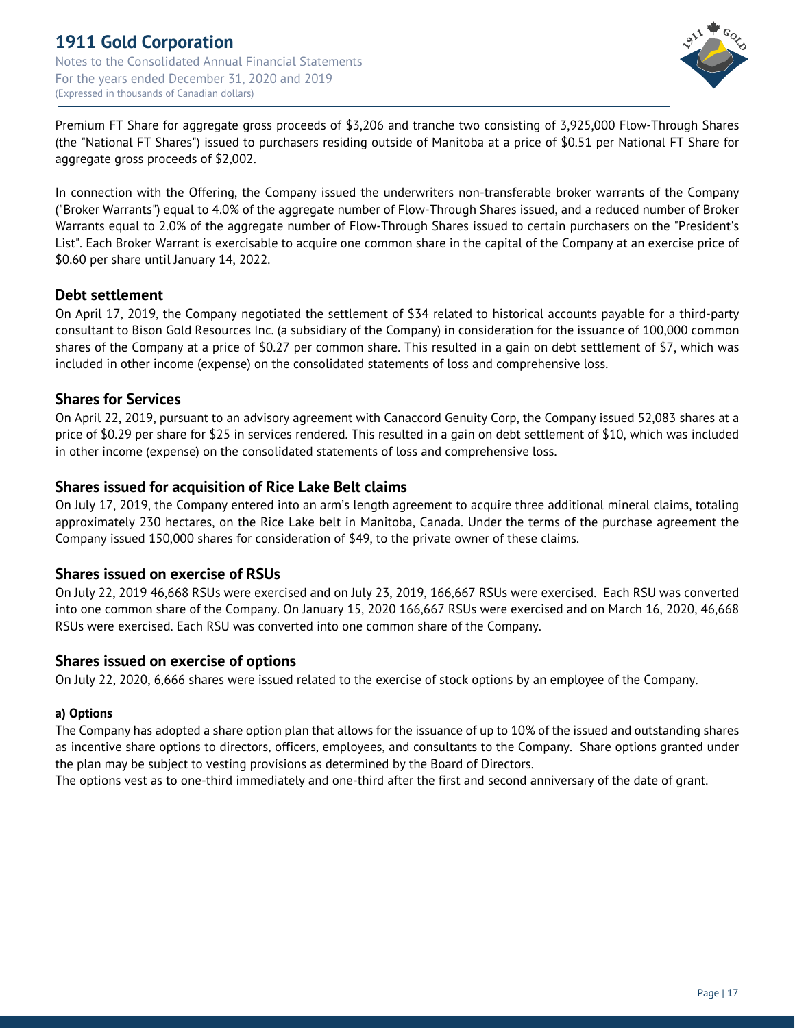Premium FT Share for aggregate gross proceeds of $3,206 and tranche two consisting of 3,925,000 Flow-Through Shares (the "National FT Shares") issued to purchasers residing outside of Manitoba at a price of $0.51 per National FT Share for aggregate gross proceeds of $2,002.

In connection with the Offering, the Company issued the underwriters non-transferable broker warrants of the Company ("Broker Warrants") equal to 4.0% of the aggregate number of Flow-Through Shares issued, and a reduced number of Broker Warrants equal to 2.0% of the aggregate number of Flow-Through Shares issued to certain purchasers on the "President's List". Each Broker Warrant is exercisable to acquire one common share in the capital of the Company at an exercise price of $0.60 per share until January 14, 2022.

## Debt settlement

On April 17, 2019, the Company negotiated the settlement of $34 related to historical accounts payable for a third-party consultant to Bison Gold Resources Inc. (a subsidiary of the Company) in consideration for the issuance of 100,000 common shares of the Company at a price of $0.27 per common share. This resulted in a gain on debt settlement of $7, which was included in other income (expense) on the consolidated statements of loss and comprehensive loss.

## Shares for Services

On April 22, 2019, pursuant to an advisory agreement with Canaccord Genuity Corp, the Company issued 52,083 shares at a price of $0.29 per share for $25 in services rendered. This resulted in a gain on debt settlement of $10, which was included in other income (expense) on the consolidated statements of loss and comprehensive loss.

## Shares issued for acquisition of Rice Lake Belt claims

On July 17, 2019, the Company entered into an arm's length agreement to acquire three additional mineral claims, totaling approximately 230 hectares, on the Rice Lake belt in Manitoba, Canada. Under the terms of the purchase agreement the Company issued 150,000 shares for consideration of $49, to the private owner of these claims.

## Shares issued on exercise of RSUs

On July 22, 2019 46,668 RSUs were exercised and on July 23, 2019, 166,667 RSUs were exercised. Each RSU was converted into one common share of the Company. On January 15, 2020 166,667 RSUs were exercised and on March 16, 2020, 46,668 RSUs were exercised. Each RSU was converted into one common share of the Company.

## Shares issued on exercise of options

On July 22, 2020, 6,666 shares were issued related to the exercise of stock options by an employee of the Company.

#### a) Options

The Company has adopted a share option plan that allows for the issuance of up to 10% of the issued and outstanding shares as incentive share options to directors, officers, employees, and consultants to the Company. Share options granted under the plan may be subject to vesting provisions as determined by the Board of Directors.
The options vest as to one-third immediately and one-third after the first and second anniversary of the date of grant.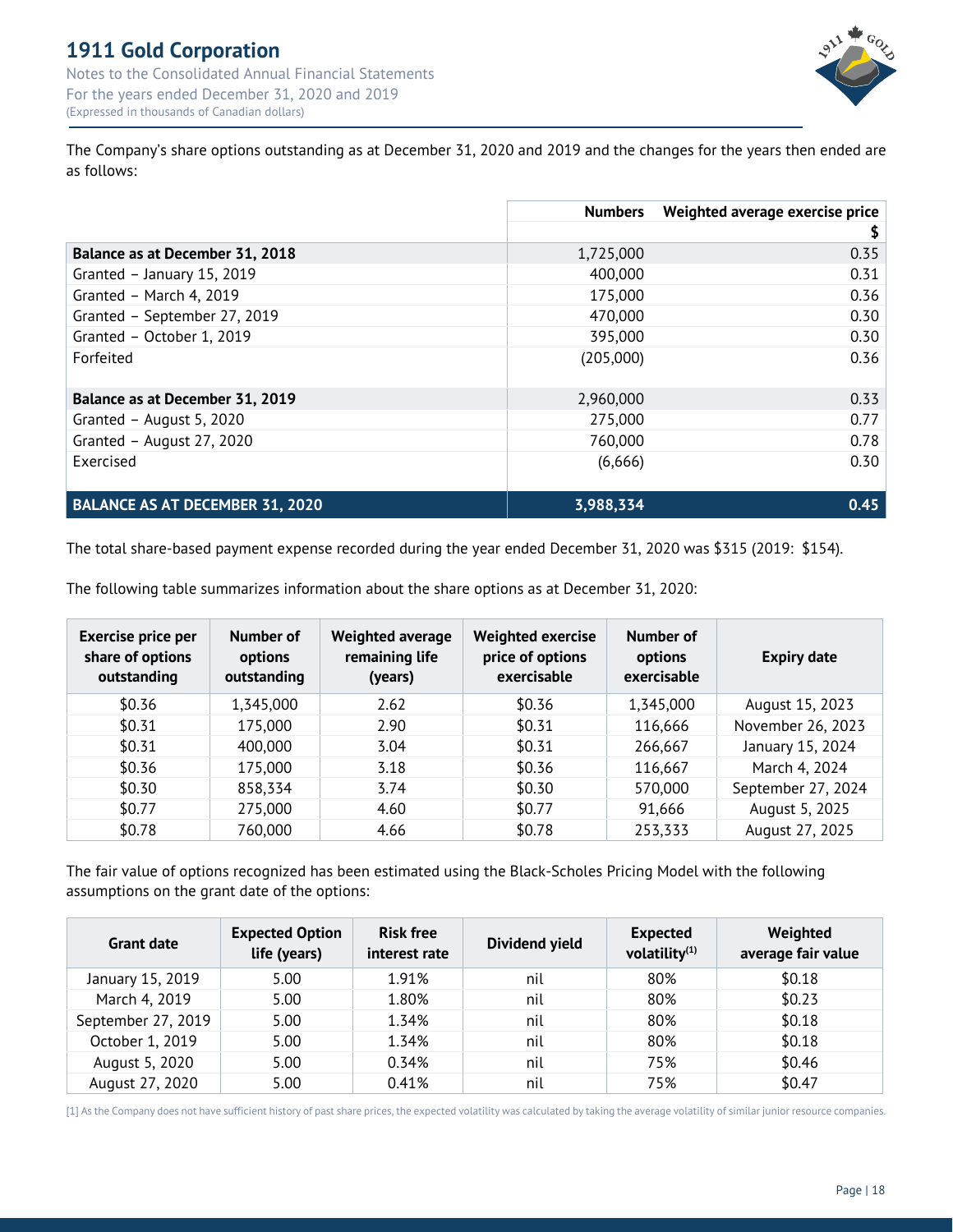The Company's share options outstanding as at December 31, 2020 and 2019 and the changes for the years then ended are as follows:

| | Numbers | Weighted average exercise price $ |
|---|---|---|
| **Balance as at December 31, 2018** | 1,725,000 | 0.35 |
| Granted – January 15, 2019 | 400,000 | 0.31 |
| Granted – March 4, 2019 | 175,000 | 0.36 |
| Granted – September 27, 2019 | 470,000 | 0.30 |
| Granted – October 1, 2019 | 395,000 | 0.30 |
| Forfeited | (205,000) | 0.36 |
| **Balance as at December 31, 2019** | 2,960,000 | 0.33 |
| Granted – August 5, 2020 | 275,000 | 0.77 |
| Granted – August 27, 2020 | 760,000 | 0.78 |
| Exercised | (6,666) | 0.30 |
| **BALANCE AS AT DECEMBER 31, 2020** | **3,988,334** | **0.45** |

The total share-based payment expense recorded during the year ended December 31, 2020 was $315 (2019: $154).

The following table summarizes information about the share options as at December 31, 2020:

| Exercise price per share of options outstanding | Number of options outstanding | Weighted average remaining life (years) | Weighted exercise price of options exercisable | Number of options exercisable | Expiry date |
|---|---|---|---|---|---|
| $0.36 | 1,345,000 | 2.62 | $0.36 | 1,345,000 | August 15, 2023 |
| $0.31 | 175,000 | 2.90 | $0.31 | 116,666 | November 26, 2023 |
| $0.31 | 400,000 | 3.04 | $0.31 | 266,667 | January 15, 2024 |
| $0.36 | 175,000 | 3.18 | $0.36 | 116,667 | March 4, 2024 |
| $0.30 | 858,334 | 3.74 | $0.30 | 570,000 | September 27, 2024 |
| $0.77 | 275,000 | 4.60 | $0.77 | 91,666 | August 5, 2025 |
| $0.78 | 760,000 | 4.66 | $0.78 | 253,333 | August 27, 2025 |

The fair value of options recognized has been estimated using the Black-Scholes Pricing Model with the following assumptions on the grant date of the options:

| Grant date | Expected Option life (years) | Risk free interest rate | Dividend yield | Expected volatility[1] | Weighted average fair value |
|---|---|---|---|---|---|
| January 15, 2019 | 5.00 | 1.91% | nil | 80% | $0.18 |
| March 4, 2019 | 5.00 | 1.80% | nil | 80% | $0.23 |
| September 27, 2019 | 5.00 | 1.34% | nil | 80% | $0.18 |
| October 1, 2019 | 5.00 | 1.34% | nil | 80% | $0.18 |
| August 5, 2020 | 5.00 | 0.34% | nil | 75% | $0.46 |
| August 27, 2020 | 5.00 | 0.41% | nil | 75% | $0.47 |

[1] As the Company does not have sufficient history of past share prices, the expected volatility was calculated by taking the average volatility of similar junior resource companies.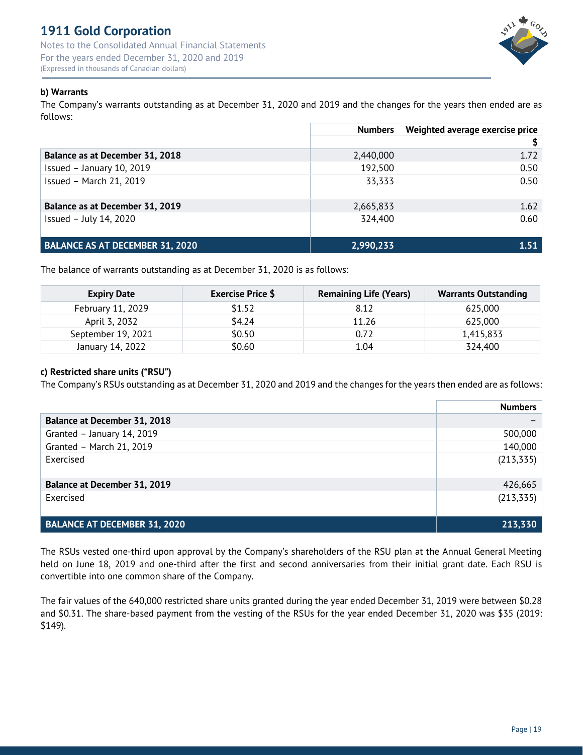#### b) Warrants

The Company's warrants outstanding as at December 31, 2020 and 2019 and the changes for the years then ended are as follows:

| | Numbers | Weighted average exercise price |
|---|---|---|
| | | $ |
| **Balance as at December 31, 2018** | 2,440,000 | 1.72 |
| Issued – January 10, 2019 | 192,500 | 0.50 |
| Issued – March 21, 2019 | 33,333 | 0.50 |
| **Balance as at December 31, 2019** | 2,665,833 | 1.62 |
| Issued – July 14, 2020 | 324,400 | 0.60 |
| **BALANCE AS AT DECEMBER 31, 2020** | **2,990,233** | **1.51** |

The balance of warrants outstanding as at December 31, 2020 is as follows:

| Expiry Date | Exercise Price $ | Remaining Life (Years) | Warrants Outstanding |
|---|---|---|---|
| February 11, 2029 | $1.52 | 8.12 | 625,000 |
| April 3, 2032 | $4.24 | 11.26 | 625,000 |
| September 19, 2021 | $0.50 | 0.72 | 1,415,833 |
| January 14, 2022 | $0.60 | 1.04 | 324,400 |

#### c) Restricted share units ("RSU")

The Company's RSUs outstanding as at December 31, 2020 and 2019 and the changes for the years then ended are as follows:

| | Numbers |
|---|---|
| **Balance at December 31, 2018** | – |
| Granted – January 14, 2019 | 500,000 |
| Granted – March 21, 2019 | 140,000 |
| Exercised | (213,335) |
| **Balance at December 31, 2019** | 426,665 |
| Exercised | (213,335) |
| **BALANCE AT DECEMBER 31, 2020** | **213,330** |

The RSUs vested one-third upon approval by the Company's shareholders of the RSU plan at the Annual General Meeting held on June 18, 2019 and one-third after the first and second anniversaries from their initial grant date. Each RSU is convertible into one common share of the Company.

The fair values of the 640,000 restricted share units granted during the year ended December 31, 2019 were between $0.28 and $0.31. The share-based payment from the vesting of the RSUs for the year ended December 31, 2020 was $35 (2019: $149).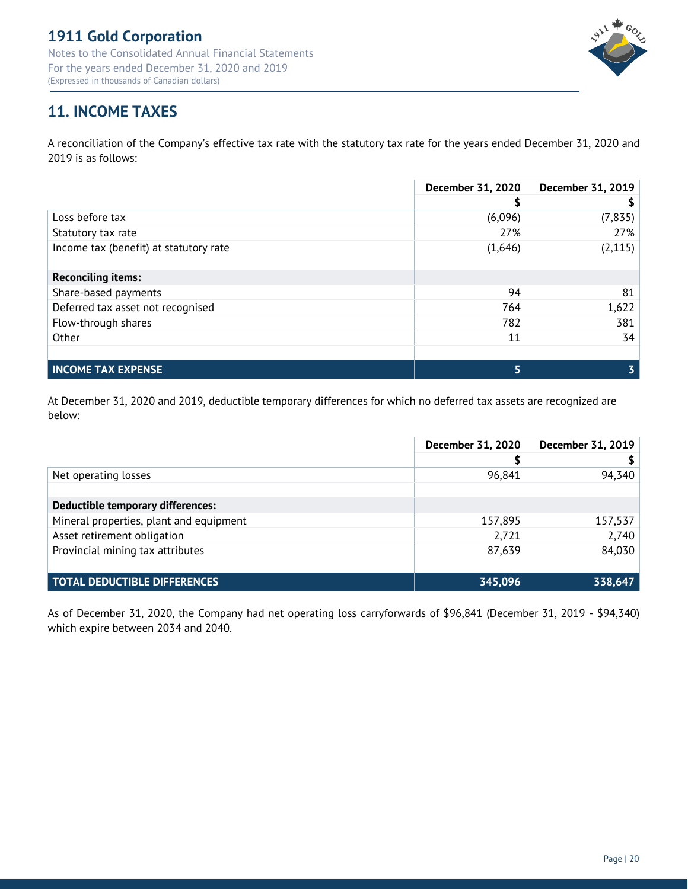## 11. INCOME TAXES

A reconciliation of the Company's effective tax rate with the statutory tax rate for the years ended December 31, 2020 and 2019 is as follows:

| | December 31, 2020 | December 31, 2019 |
|---|---|---|
| | $ | $ |
| Loss before tax | (6,096) | (7,835) |
| Statutory tax rate | 27% | 27% |
| Income tax (benefit) at statutory rate | (1,646) | (2,115) |
| **Reconciling items:** | | |
| Share-based payments | 94 | 81 |
| Deferred tax asset not recognised | 764 | 1,622 |
| Flow-through shares | 782 | 381 |
| Other | 11 | 34 |
| **INCOME TAX EXPENSE** | **5** | **3** |

At December 31, 2020 and 2019, deductible temporary differences for which no deferred tax assets are recognized are below:

| | December 31, 2020 | December 31, 2019 |
|---|---|---|
| | $ | $ |
| Net operating losses | 96,841 | 94,340 |
| **Deductible temporary differences:** | | |
| Mineral properties, plant and equipment | 157,895 | 157,537 |
| Asset retirement obligation | 2,721 | 2,740 |
| Provincial mining tax attributes | 87,639 | 84,030 |
| **TOTAL DEDUCTIBLE DIFFERENCES** | **345,096** | **338,647** |

As of December 31, 2020, the Company had net operating loss carryforwards of $96,841 (December 31, 2019 - $94,340) which expire between 2034 and 2040.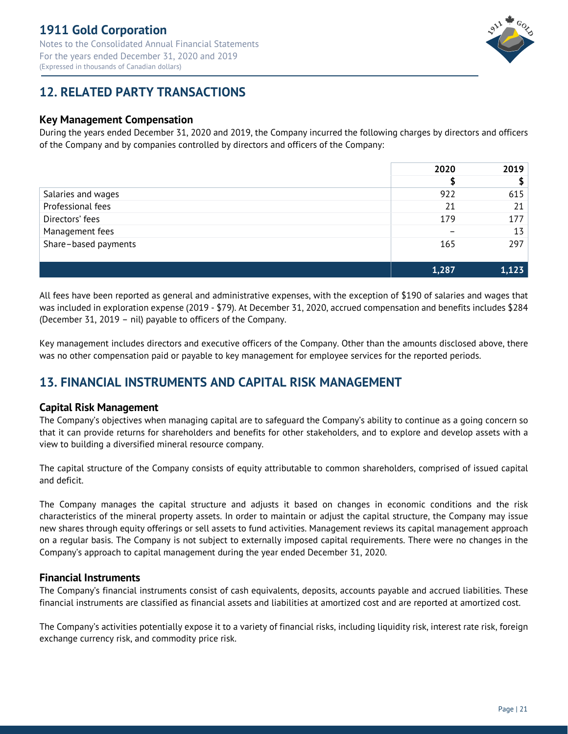## 12. RELATED PARTY TRANSACTIONS

### Key Management Compensation

During the years ended December 31, 2020 and 2019, the Company incurred the following charges by directors and officers of the Company and by companies controlled by directors and officers of the Company:

| | 2020 | 2019 |
|---|---|---|
| | $ | $ |
| Salaries and wages | 922 | 615 |
| Professional fees | 21 | 21 |
| Directors' fees | 179 | 177 |
| Management fees | – | 13 |
| Share–based payments | 165 | 297 |
| | **1,287** | **1,123** |

All fees have been reported as general and administrative expenses, with the exception of $190 of salaries and wages that was included in exploration expense (2019 - $79). At December 31, 2020, accrued compensation and benefits includes $284 (December 31, 2019 – nil) payable to officers of the Company.

Key management includes directors and executive officers of the Company. Other than the amounts disclosed above, there was no other compensation paid or payable to key management for employee services for the reported periods.

## 13. FINANCIAL INSTRUMENTS AND CAPITAL RISK MANAGEMENT

### Capital Risk Management

The Company's objectives when managing capital are to safeguard the Company's ability to continue as a going concern so that it can provide returns for shareholders and benefits for other stakeholders, and to explore and develop assets with a view to building a diversified mineral resource company.

The capital structure of the Company consists of equity attributable to common shareholders, comprised of issued capital and deficit.

The Company manages the capital structure and adjusts it based on changes in economic conditions and the risk characteristics of the mineral property assets. In order to maintain or adjust the capital structure, the Company may issue new shares through equity offerings or sell assets to fund activities. Management reviews its capital management approach on a regular basis. The Company is not subject to externally imposed capital requirements. There were no changes in the Company's approach to capital management during the year ended December 31, 2020.

### Financial Instruments

The Company's financial instruments consist of cash equivalents, deposits, accounts payable and accrued liabilities. These financial instruments are classified as financial assets and liabilities at amortized cost and are reported at amortized cost.

The Company's activities potentially expose it to a variety of financial risks, including liquidity risk, interest rate risk, foreign exchange currency risk, and commodity price risk.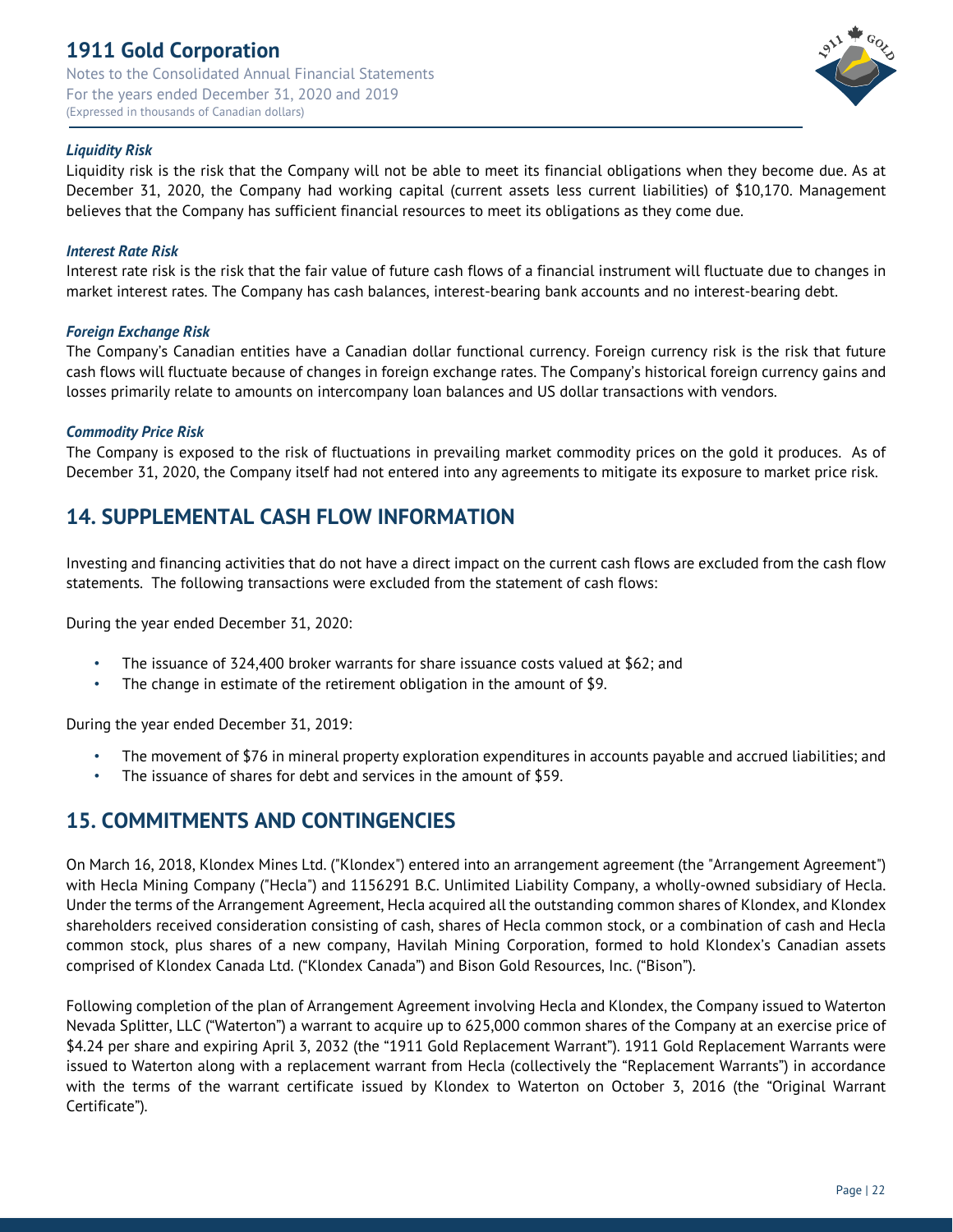***Liquidity Risk***

Liquidity risk is the risk that the Company will not be able to meet its financial obligations when they become due. As at December 31, 2020, the Company had working capital (current assets less current liabilities) of $10,170. Management believes that the Company has sufficient financial resources to meet its obligations as they come due.

***Interest Rate Risk***

Interest rate risk is the risk that the fair value of future cash flows of a financial instrument will fluctuate due to changes in market interest rates. The Company has cash balances, interest-bearing bank accounts and no interest-bearing debt.

***Foreign Exchange Risk***

The Company's Canadian entities have a Canadian dollar functional currency. Foreign currency risk is the risk that future cash flows will fluctuate because of changes in foreign exchange rates. The Company's historical foreign currency gains and losses primarily relate to amounts on intercompany loan balances and US dollar transactions with vendors.

***Commodity Price Risk***

The Company is exposed to the risk of fluctuations in prevailing market commodity prices on the gold it produces. As of December 31, 2020, the Company itself had not entered into any agreements to mitigate its exposure to market price risk.

## 14. SUPPLEMENTAL CASH FLOW INFORMATION

Investing and financing activities that do not have a direct impact on the current cash flows are excluded from the cash flow statements. The following transactions were excluded from the statement of cash flows:

During the year ended December 31, 2020:

- The issuance of 324,400 broker warrants for share issuance costs valued at $62; and
- The change in estimate of the retirement obligation in the amount of $9.

During the year ended December 31, 2019:

- The movement of $76 in mineral property exploration expenditures in accounts payable and accrued liabilities; and
- The issuance of shares for debt and services in the amount of $59.

## 15. COMMITMENTS AND CONTINGENCIES

On March 16, 2018, Klondex Mines Ltd. ("Klondex") entered into an arrangement agreement (the "Arrangement Agreement") with Hecla Mining Company ("Hecla") and 1156291 B.C. Unlimited Liability Company, a wholly-owned subsidiary of Hecla. Under the terms of the Arrangement Agreement, Hecla acquired all the outstanding common shares of Klondex, and Klondex shareholders received consideration consisting of cash, shares of Hecla common stock, or a combination of cash and Hecla common stock, plus shares of a new company, Havilah Mining Corporation, formed to hold Klondex's Canadian assets comprised of Klondex Canada Ltd. ("Klondex Canada") and Bison Gold Resources, Inc. ("Bison").

Following completion of the plan of Arrangement Agreement involving Hecla and Klondex, the Company issued to Waterton Nevada Splitter, LLC ("Waterton") a warrant to acquire up to 625,000 common shares of the Company at an exercise price of $4.24 per share and expiring April 3, 2032 (the "1911 Gold Replacement Warrant"). 1911 Gold Replacement Warrants were issued to Waterton along with a replacement warrant from Hecla (collectively the "Replacement Warrants") in accordance with the terms of the warrant certificate issued by Klondex to Waterton on October 3, 2016 (the "Original Warrant Certificate").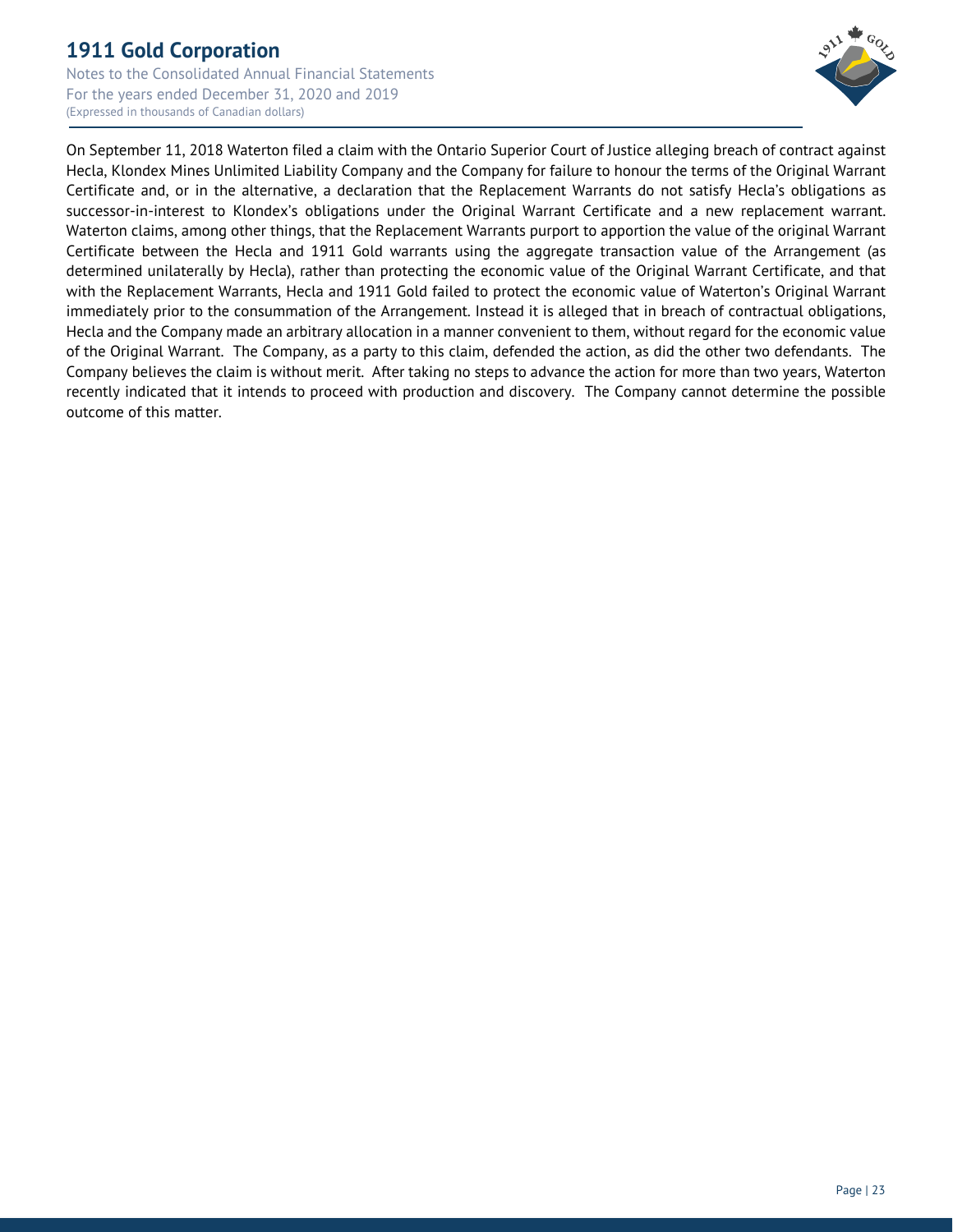On September 11, 2018 Waterton filed a claim with the Ontario Superior Court of Justice alleging breach of contract against Hecla, Klondex Mines Unlimited Liability Company and the Company for failure to honour the terms of the Original Warrant Certificate and, or in the alternative, a declaration that the Replacement Warrants do not satisfy Hecla's obligations as successor-in-interest to Klondex's obligations under the Original Warrant Certificate and a new replacement warrant. Waterton claims, among other things, that the Replacement Warrants purport to apportion the value of the original Warrant Certificate between the Hecla and 1911 Gold warrants using the aggregate transaction value of the Arrangement (as determined unilaterally by Hecla), rather than protecting the economic value of the Original Warrant Certificate, and that with the Replacement Warrants, Hecla and 1911 Gold failed to protect the economic value of Waterton's Original Warrant immediately prior to the consummation of the Arrangement. Instead it is alleged that in breach of contractual obligations, Hecla and the Company made an arbitrary allocation in a manner convenient to them, without regard for the economic value of the Original Warrant. The Company, as a party to this claim, defended the action, as did the other two defendants. The Company believes the claim is without merit. After taking no steps to advance the action for more than two years, Waterton recently indicated that it intends to proceed with production and discovery. The Company cannot determine the possible outcome of this matter.